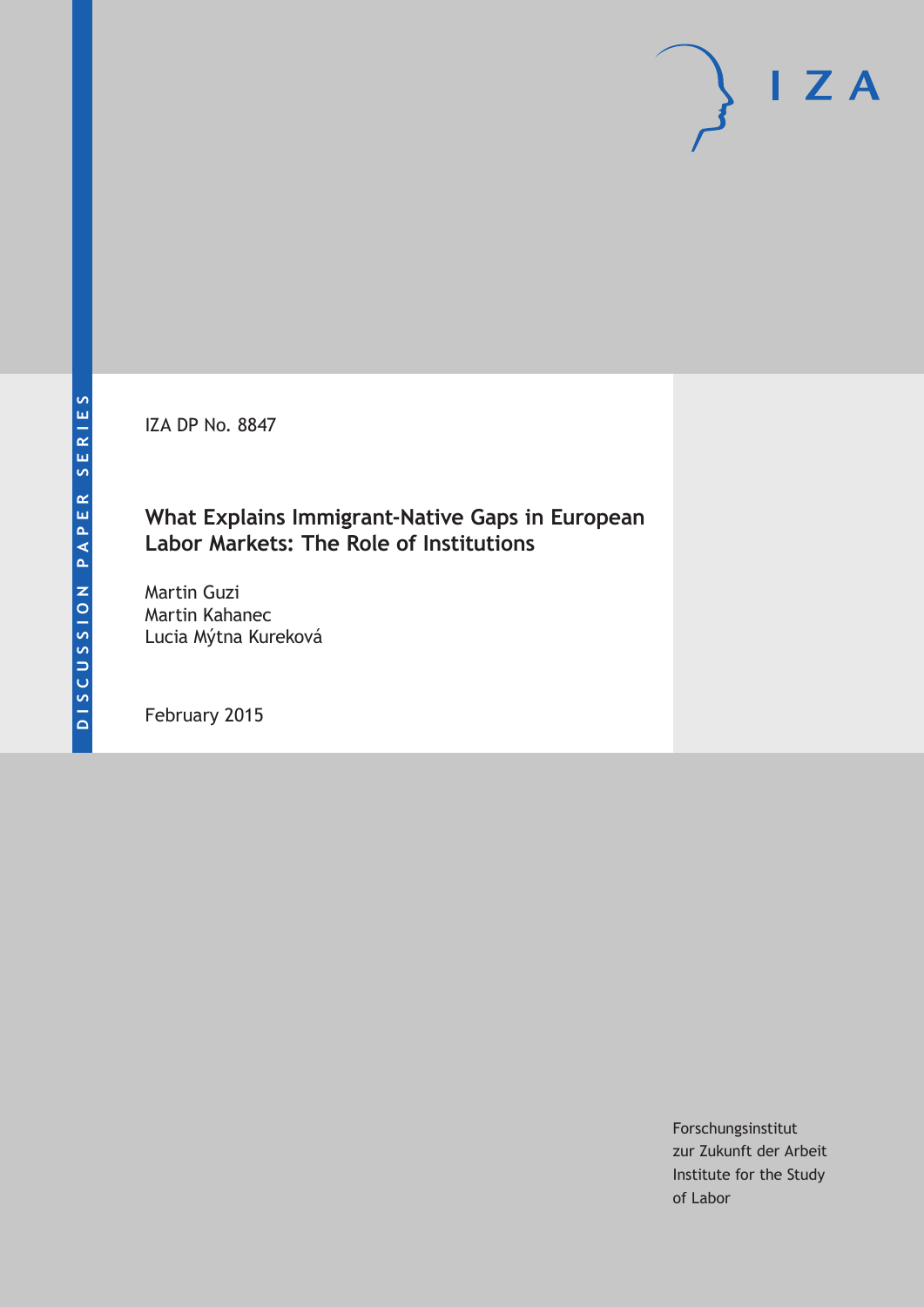DISCUSSION PAPER SERIES

IZA DP No. 8847

# What Explains Immigrant-Native Gaps in European Labor Markets: The Role of Institutions

Martin Guzi
Martin Kahanec
Lucia Mýtna Kureková

February 2015

Forschungsinstitut
zur Zukunft der Arbeit
Institute for the Study
of Labor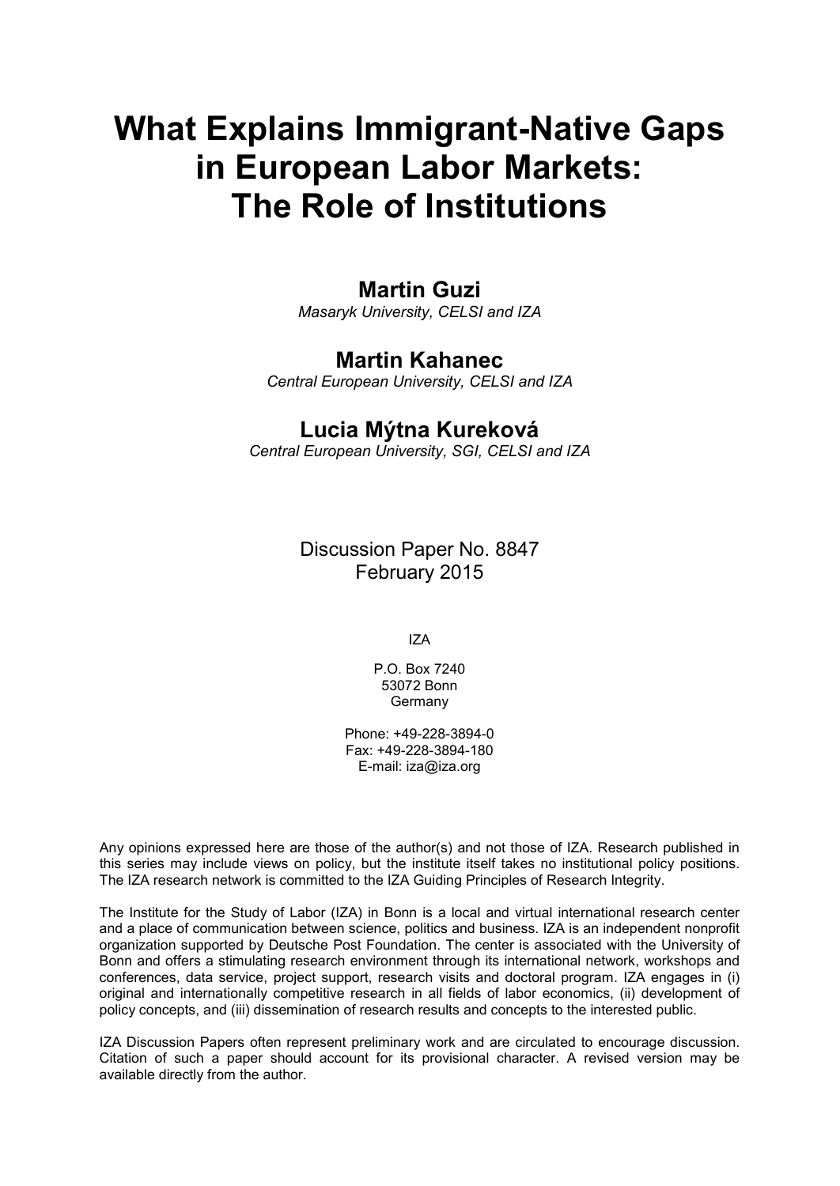# What Explains Immigrant-Native Gaps in European Labor Markets: The Role of Institutions

## Martin Guzi

*Masaryk University, CELSI and IZA*

## Martin Kahanec

*Central European University, CELSI and IZA*

## Lucia Mýtna Kureková

*Central European University, SGI, CELSI and IZA*

Discussion Paper No. 8847
February 2015

IZA

P.O. Box 7240
53072 Bonn
Germany

Phone: +49-228-3894-0
Fax: +49-228-3894-180
E-mail: iza@iza.org

Any opinions expressed here are those of the author(s) and not those of IZA. Research published in this series may include views on policy, but the institute itself takes no institutional policy positions. The IZA research network is committed to the IZA Guiding Principles of Research Integrity.

The Institute for the Study of Labor (IZA) in Bonn is a local and virtual international research center and a place of communication between science, politics and business. IZA is an independent nonprofit organization supported by Deutsche Post Foundation. The center is associated with the University of Bonn and offers a stimulating research environment through its international network, workshops and conferences, data service, project support, research visits and doctoral program. IZA engages in (i) original and internationally competitive research in all fields of labor economics, (ii) development of policy concepts, and (iii) dissemination of research results and concepts to the interested public.

IZA Discussion Papers often represent preliminary work and are circulated to encourage discussion. Citation of such a paper should account for its provisional character. A revised version may be available directly from the author.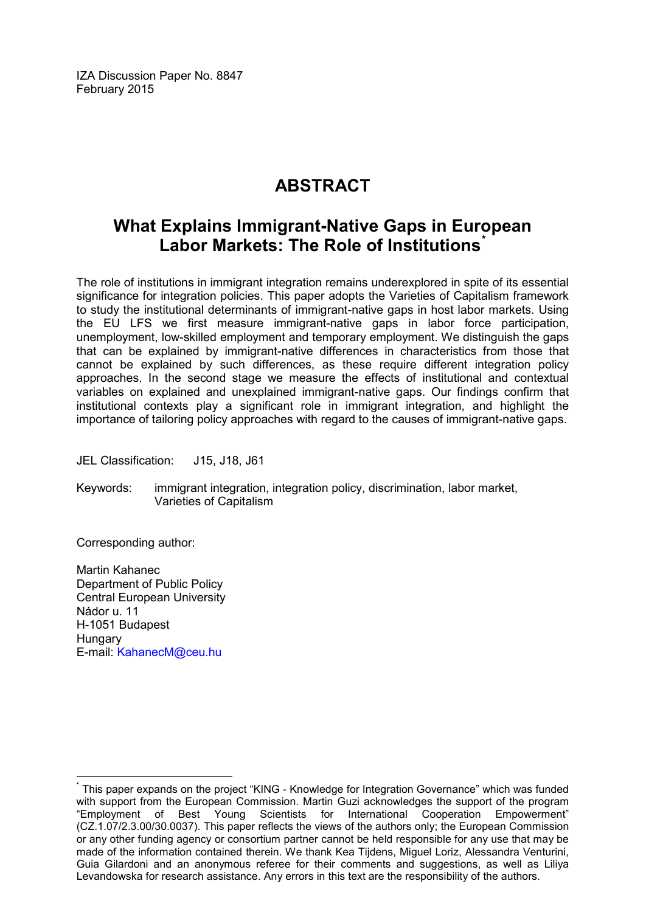IZA Discussion Paper No. 8847
February 2015

# ABSTRACT

## What Explains Immigrant-Native Gaps in European Labor Markets: The Role of Institutions[*]

The role of institutions in immigrant integration remains underexplored in spite of its essential significance for integration policies. This paper adopts the Varieties of Capitalism framework to study the institutional determinants of immigrant-native gaps in host labor markets. Using the EU LFS we first measure immigrant-native gaps in labor force participation, unemployment, low-skilled employment and temporary employment. We distinguish the gaps that can be explained by immigrant-native differences in characteristics from those that cannot be explained by such differences, as these require different integration policy approaches. In the second stage we measure the effects of institutional and contextual variables on explained and unexplained immigrant-native gaps. Our findings confirm that institutional contexts play a significant role in immigrant integration, and highlight the importance of tailoring policy approaches with regard to the causes of immigrant-native gaps.

JEL Classification: J15, J18, J61

Keywords: immigrant integration, integration policy, discrimination, labor market, Varieties of Capitalism

Corresponding author:

Martin Kahanec
Department of Public Policy
Central European University
Nádor u. 11
H-1051 Budapest
Hungary
E-mail: KahanecM@ceu.hu

[*] This paper expands on the project "KING - Knowledge for Integration Governance" which was funded with support from the European Commission. Martin Guzi acknowledges the support of the program "Employment of Best Young Scientists for International Cooperation Empowerment" (CZ.1.07/2.3.00/30.0037). This paper reflects the views of the authors only; the European Commission or any other funding agency or consortium partner cannot be held responsible for any use that may be made of the information contained therein. We thank Kea Tijdens, Miguel Loriz, Alessandra Venturini, Guia Gilardoni and an anonymous referee for their comments and suggestions, as well as Liliya Levandowska for research assistance. Any errors in this text are the responsibility of the authors.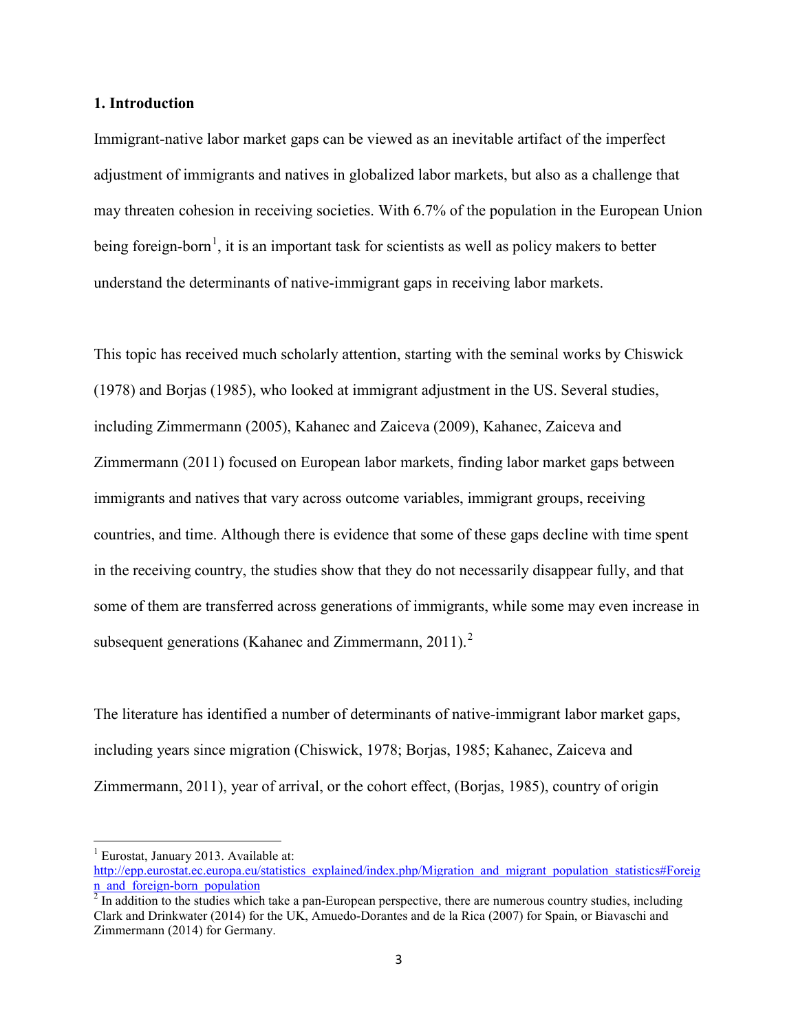## 1. Introduction

Immigrant-native labor market gaps can be viewed as an inevitable artifact of the imperfect adjustment of immigrants and natives in globalized labor markets, but also as a challenge that may threaten cohesion in receiving societies. With 6.7% of the population in the European Union being foreign-born[1], it is an important task for scientists as well as policy makers to better understand the determinants of native-immigrant gaps in receiving labor markets.

This topic has received much scholarly attention, starting with the seminal works by Chiswick (1978) and Borjas (1985), who looked at immigrant adjustment in the US. Several studies, including Zimmermann (2005), Kahanec and Zaiceva (2009), Kahanec, Zaiceva and Zimmermann (2011) focused on European labor markets, finding labor market gaps between immigrants and natives that vary across outcome variables, immigrant groups, receiving countries, and time. Although there is evidence that some of these gaps decline with time spent in the receiving country, the studies show that they do not necessarily disappear fully, and that some of them are transferred across generations of immigrants, while some may even increase in subsequent generations (Kahanec and Zimmermann, 2011).[2]

The literature has identified a number of determinants of native-immigrant labor market gaps, including years since migration (Chiswick, 1978; Borjas, 1985; Kahanec, Zaiceva and Zimmermann, 2011), year of arrival, or the cohort effect, (Borjas, 1985), country of origin

---

[1] Eurostat, January 2013. Available at: http://epp.eurostat.ec.europa.eu/statistics_explained/index.php/Migration_and_migrant_population_statistics#Foreign_and_foreign-born_population

[2] In addition to the studies which take a pan-European perspective, there are numerous country studies, including Clark and Drinkwater (2014) for the UK, Amuedo-Dorantes and de la Rica (2007) for Spain, or Biavaschi and Zimmermann (2014) for Germany.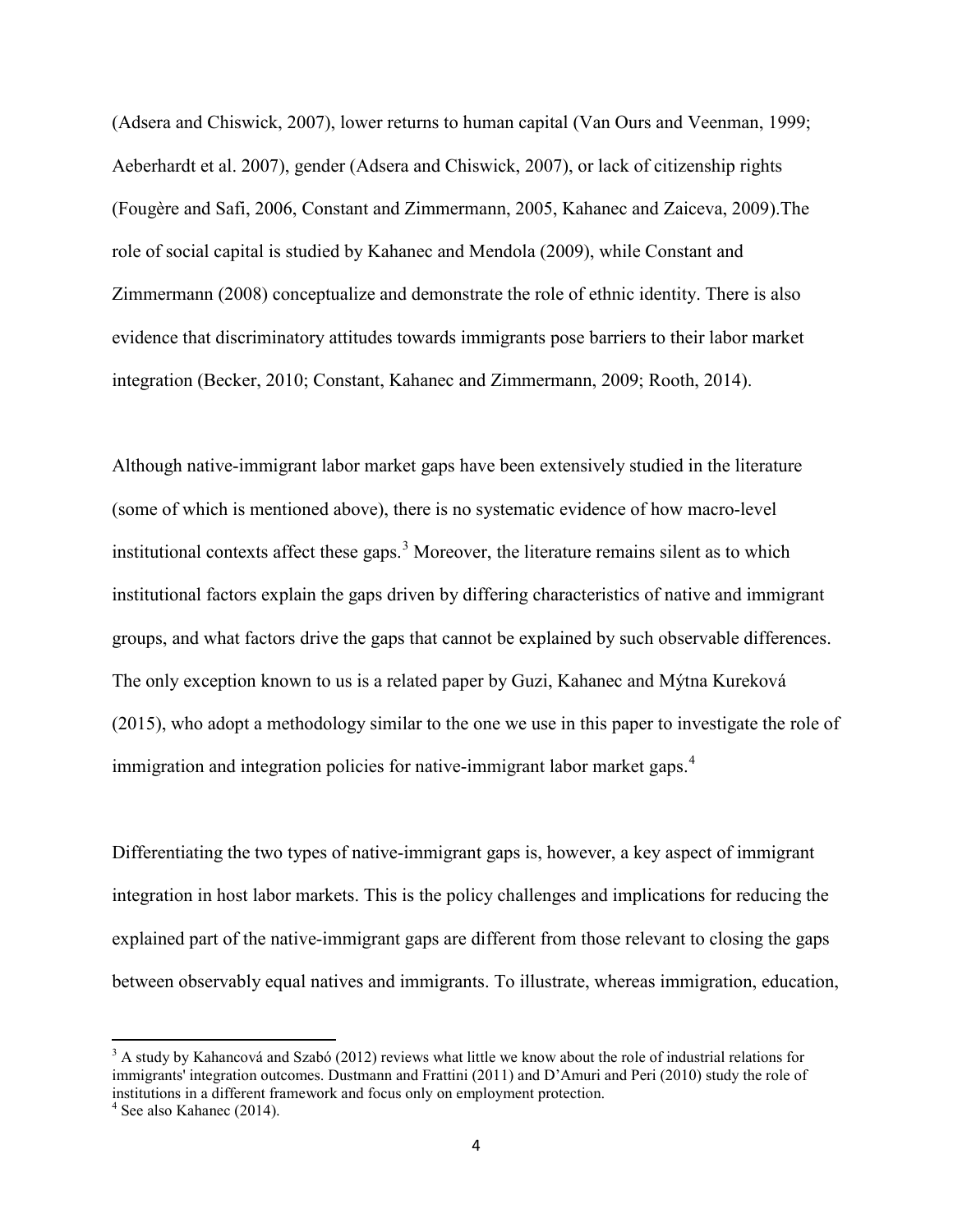(Adsera and Chiswick, 2007), lower returns to human capital (Van Ours and Veenman, 1999; Aeberhardt et al. 2007), gender (Adsera and Chiswick, 2007), or lack of citizenship rights (Fougère and Safi, 2006, Constant and Zimmermann, 2005, Kahanec and Zaiceva, 2009).The role of social capital is studied by Kahanec and Mendola (2009), while Constant and Zimmermann (2008) conceptualize and demonstrate the role of ethnic identity. There is also evidence that discriminatory attitudes towards immigrants pose barriers to their labor market integration (Becker, 2010; Constant, Kahanec and Zimmermann, 2009; Rooth, 2014).

Although native-immigrant labor market gaps have been extensively studied in the literature (some of which is mentioned above), there is no systematic evidence of how macro-level institutional contexts affect these gaps.[3] Moreover, the literature remains silent as to which institutional factors explain the gaps driven by differing characteristics of native and immigrant groups, and what factors drive the gaps that cannot be explained by such observable differences. The only exception known to us is a related paper by Guzi, Kahanec and Mýtna Kureková (2015), who adopt a methodology similar to the one we use in this paper to investigate the role of immigration and integration policies for native-immigrant labor market gaps.[4]

Differentiating the two types of native-immigrant gaps is, however, a key aspect of immigrant integration in host labor markets. This is the policy challenges and implications for reducing the explained part of the native-immigrant gaps are different from those relevant to closing the gaps between observably equal natives and immigrants. To illustrate, whereas immigration, education,

[3] A study by Kahancová and Szabó (2012) reviews what little we know about the role of industrial relations for immigrants' integration outcomes. Dustmann and Frattini (2011) and D'Amuri and Peri (2010) study the role of institutions in a different framework and focus only on employment protection.

[4] See also Kahanec (2014).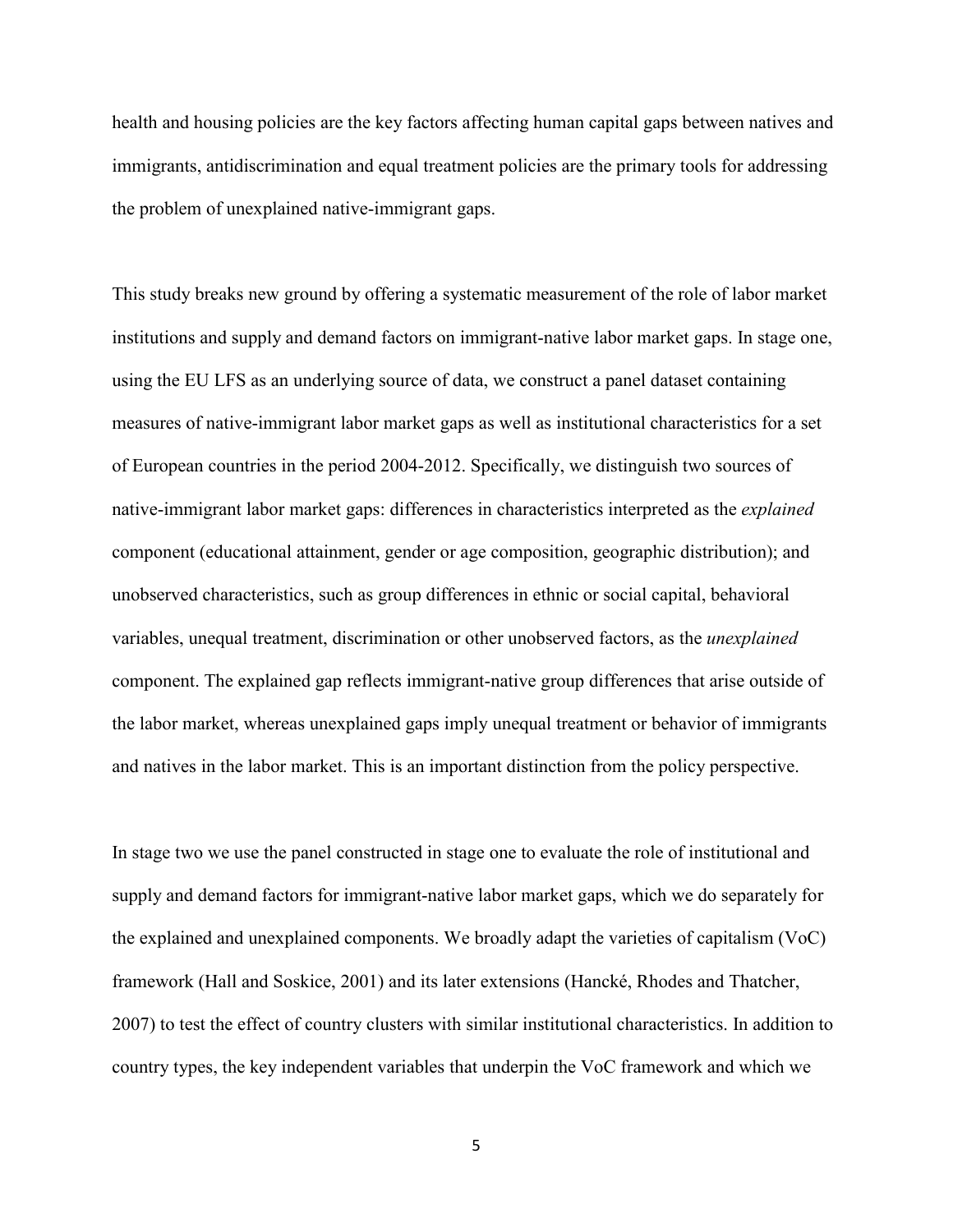health and housing policies are the key factors affecting human capital gaps between natives and immigrants, antidiscrimination and equal treatment policies are the primary tools for addressing the problem of unexplained native-immigrant gaps.

This study breaks new ground by offering a systematic measurement of the role of labor market institutions and supply and demand factors on immigrant-native labor market gaps. In stage one, using the EU LFS as an underlying source of data, we construct a panel dataset containing measures of native-immigrant labor market gaps as well as institutional characteristics for a set of European countries in the period 2004-2012. Specifically, we distinguish two sources of native-immigrant labor market gaps: differences in characteristics interpreted as the *explained* component (educational attainment, gender or age composition, geographic distribution); and unobserved characteristics, such as group differences in ethnic or social capital, behavioral variables, unequal treatment, discrimination or other unobserved factors, as the *unexplained* component. The explained gap reflects immigrant-native group differences that arise outside of the labor market, whereas unexplained gaps imply unequal treatment or behavior of immigrants and natives in the labor market. This is an important distinction from the policy perspective.

In stage two we use the panel constructed in stage one to evaluate the role of institutional and supply and demand factors for immigrant-native labor market gaps, which we do separately for the explained and unexplained components. We broadly adapt the varieties of capitalism (VoC) framework (Hall and Soskice, 2001) and its later extensions (Hancké, Rhodes and Thatcher, 2007) to test the effect of country clusters with similar institutional characteristics. In addition to country types, the key independent variables that underpin the VoC framework and which we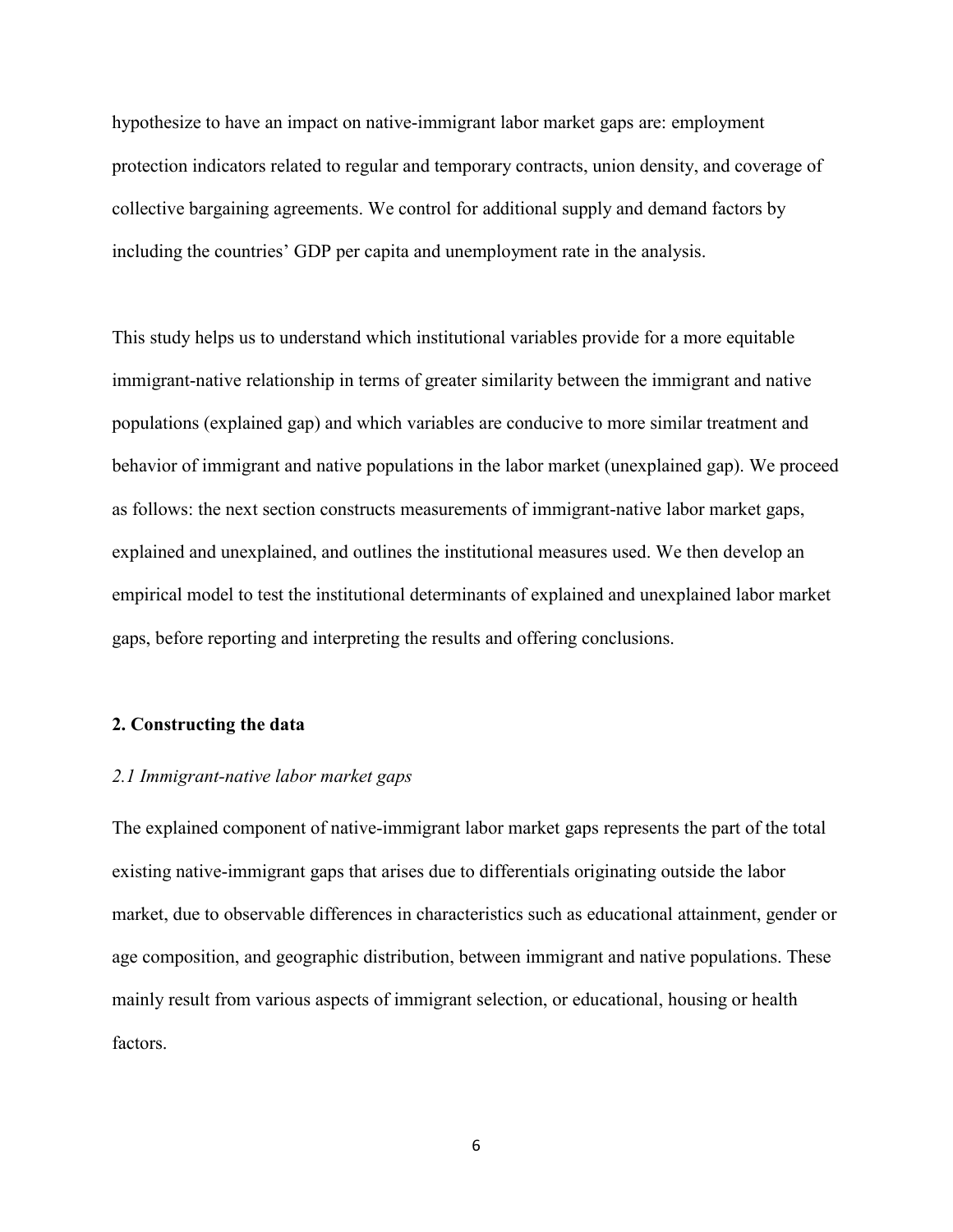hypothesize to have an impact on native-immigrant labor market gaps are: employment protection indicators related to regular and temporary contracts, union density, and coverage of collective bargaining agreements. We control for additional supply and demand factors by including the countries' GDP per capita and unemployment rate in the analysis.

This study helps us to understand which institutional variables provide for a more equitable immigrant-native relationship in terms of greater similarity between the immigrant and native populations (explained gap) and which variables are conducive to more similar treatment and behavior of immigrant and native populations in the labor market (unexplained gap). We proceed as follows: the next section constructs measurements of immigrant-native labor market gaps, explained and unexplained, and outlines the institutional measures used. We then develop an empirical model to test the institutional determinants of explained and unexplained labor market gaps, before reporting and interpreting the results and offering conclusions.

## 2. Constructing the data

### *2.1 Immigrant-native labor market gaps*

The explained component of native-immigrant labor market gaps represents the part of the total existing native-immigrant gaps that arises due to differentials originating outside the labor market, due to observable differences in characteristics such as educational attainment, gender or age composition, and geographic distribution, between immigrant and native populations. These mainly result from various aspects of immigrant selection, or educational, housing or health factors.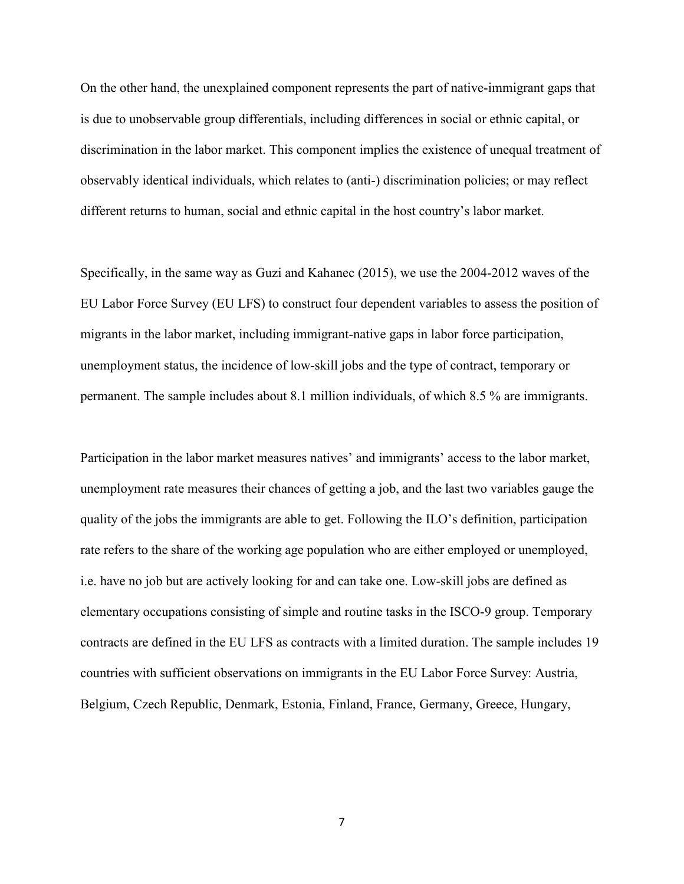On the other hand, the unexplained component represents the part of native-immigrant gaps that is due to unobservable group differentials, including differences in social or ethnic capital, or discrimination in the labor market. This component implies the existence of unequal treatment of observably identical individuals, which relates to (anti-) discrimination policies; or may reflect different returns to human, social and ethnic capital in the host country's labor market.

Specifically, in the same way as Guzi and Kahanec (2015), we use the 2004-2012 waves of the EU Labor Force Survey (EU LFS) to construct four dependent variables to assess the position of migrants in the labor market, including immigrant-native gaps in labor force participation, unemployment status, the incidence of low-skill jobs and the type of contract, temporary or permanent. The sample includes about 8.1 million individuals, of which 8.5 % are immigrants.

Participation in the labor market measures natives' and immigrants' access to the labor market, unemployment rate measures their chances of getting a job, and the last two variables gauge the quality of the jobs the immigrants are able to get. Following the ILO's definition, participation rate refers to the share of the working age population who are either employed or unemployed, i.e. have no job but are actively looking for and can take one. Low-skill jobs are defined as elementary occupations consisting of simple and routine tasks in the ISCO-9 group. Temporary contracts are defined in the EU LFS as contracts with a limited duration. The sample includes 19 countries with sufficient observations on immigrants in the EU Labor Force Survey: Austria, Belgium, Czech Republic, Denmark, Estonia, Finland, France, Germany, Greece, Hungary,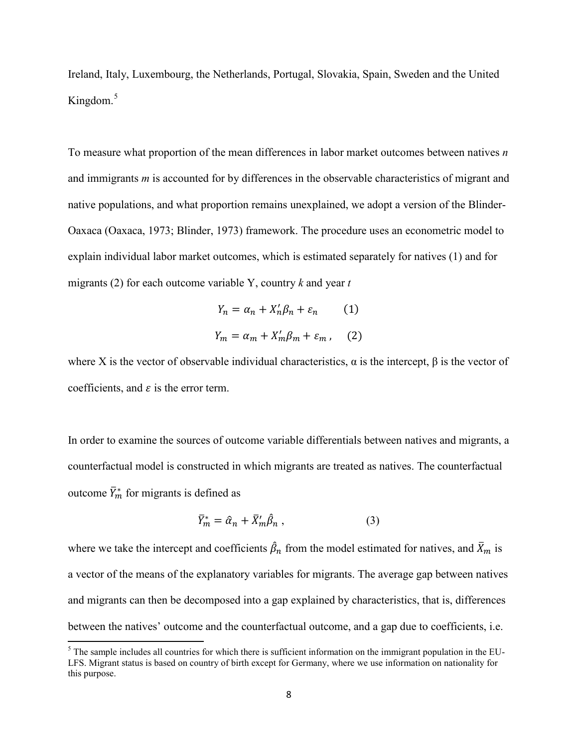Ireland, Italy, Luxembourg, the Netherlands, Portugal, Slovakia, Spain, Sweden and the United Kingdom.[5]

To measure what proportion of the mean differences in labor market outcomes between natives *n* and immigrants *m* is accounted for by differences in the observable characteristics of migrant and native populations, and what proportion remains unexplained, we adopt a version of the Blinder-Oaxaca (Oaxaca, 1973; Blinder, 1973) framework. The procedure uses an econometric model to explain individual labor market outcomes, which is estimated separately for natives (1) and for migrants (2) for each outcome variable Y, country *k* and year *t*

$$Y_n = \alpha_n + X_n'\beta_n + \varepsilon_n \qquad (1)$$

$$Y_m = \alpha_m + X_m'\beta_m + \varepsilon_m\,, \qquad (2)$$

where X is the vector of observable individual characteristics, α is the intercept, β is the vector of coefficients, and $\varepsilon$ is the error term.

In order to examine the sources of outcome variable differentials between natives and migrants, a counterfactual model is constructed in which migrants are treated as natives. The counterfactual outcome $\bar{Y}_m^*$ for migrants is defined as

$$\bar{Y}_m^* = \hat{\alpha}_n + \bar{X}_m'\hat{\beta}_n\,, \qquad (3)$$

where we take the intercept and coefficients $\hat{\beta}_n$ from the model estimated for natives, and $\bar{X}_m$ is a vector of the means of the explanatory variables for migrants. The average gap between natives and migrants can then be decomposed into a gap explained by characteristics, that is, differences between the natives' outcome and the counterfactual outcome, and a gap due to coefficients, i.e.

[5] The sample includes all countries for which there is sufficient information on the immigrant population in the EU-LFS. Migrant status is based on country of birth except for Germany, where we use information on nationality for this purpose.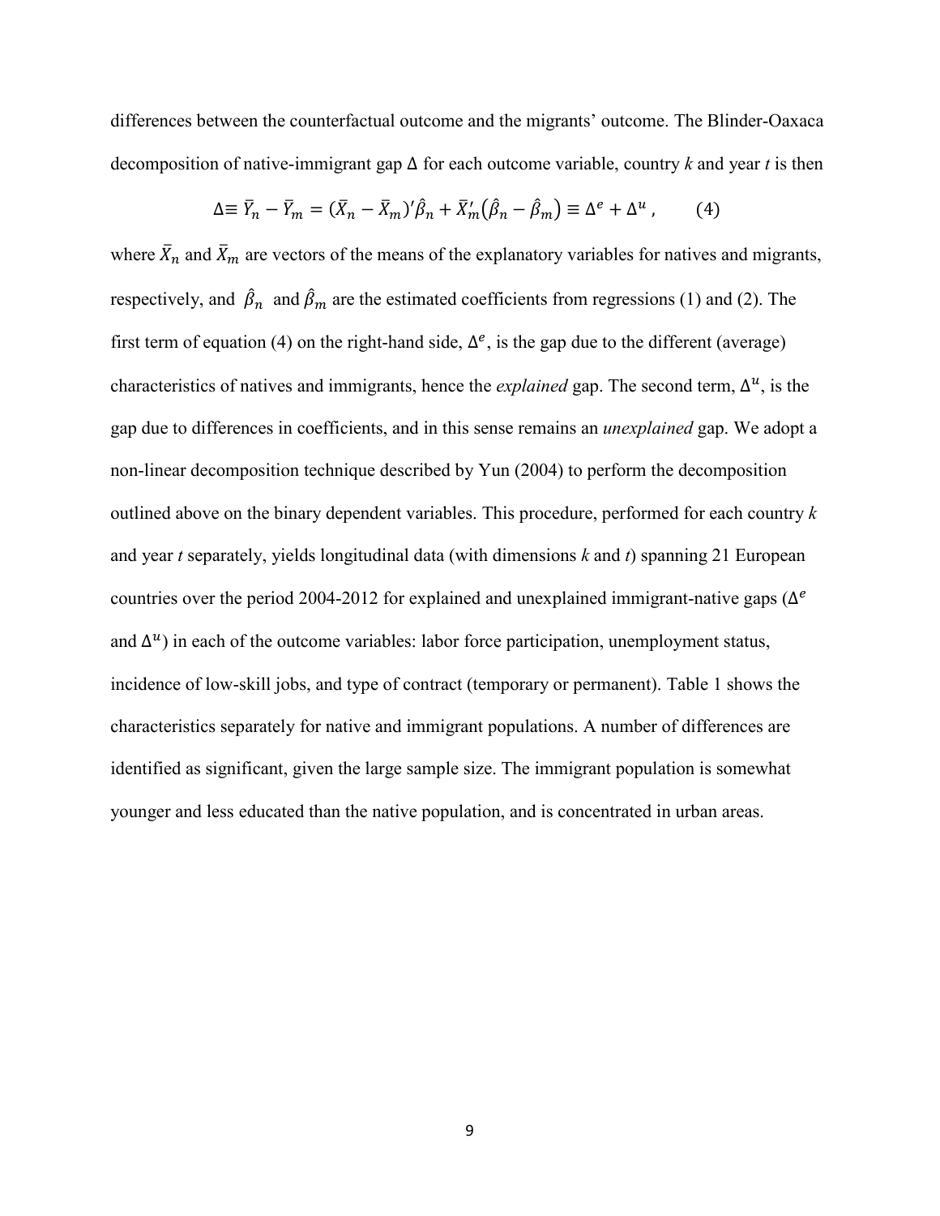differences between the counterfactual outcome and the migrants' outcome. The Blinder-Oaxaca decomposition of native-immigrant gap $\Delta$ for each outcome variable, country *k* and year *t* is then

$$\Delta \equiv \bar{Y}_n - \bar{Y}_m = (\bar{X}_n - \bar{X}_m)'\hat{\beta}_n + \bar{X}_m'(\hat{\beta}_n - \hat{\beta}_m) \equiv \Delta^e + \Delta^u \,, \qquad (4)$$

where $\bar{X}_n$ and $\bar{X}_m$ are vectors of the means of the explanatory variables for natives and migrants, respectively, and $\hat{\beta}_n$ and $\hat{\beta}_m$ are the estimated coefficients from regressions (1) and (2). The first term of equation (4) on the right-hand side, $\Delta^e$, is the gap due to the different (average) characteristics of natives and immigrants, hence the *explained* gap. The second term, $\Delta^u$, is the gap due to differences in coefficients, and in this sense remains an *unexplained* gap. We adopt a non-linear decomposition technique described by Yun (2004) to perform the decomposition outlined above on the binary dependent variables. This procedure, performed for each country *k* and year *t* separately, yields longitudinal data (with dimensions *k* and *t*) spanning 21 European countries over the period 2004-2012 for explained and unexplained immigrant-native gaps ($\Delta^e$ and $\Delta^u$) in each of the outcome variables: labor force participation, unemployment status, incidence of low-skill jobs, and type of contract (temporary or permanent). Table 1 shows the characteristics separately for native and immigrant populations. A number of differences are identified as significant, given the large sample size. The immigrant population is somewhat younger and less educated than the native population, and is concentrated in urban areas.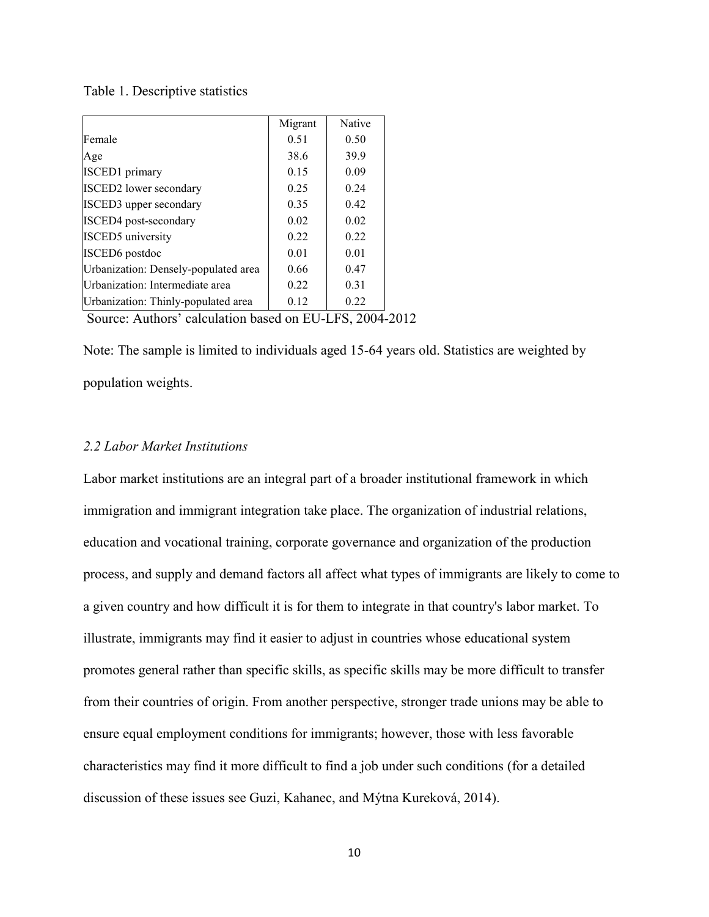Table 1. Descriptive statistics

| | Migrant | Native |
|---|---|---|
| Female | 0.51 | 0.50 |
| Age | 38.6 | 39.9 |
| ISCED1 primary | 0.15 | 0.09 |
| ISCED2 lower secondary | 0.25 | 0.24 |
| ISCED3 upper secondary | 0.35 | 0.42 |
| ISCED4 post-secondary | 0.02 | 0.02 |
| ISCED5 university | 0.22 | 0.22 |
| ISCED6 postdoc | 0.01 | 0.01 |
| Urbanization: Densely-populated area | 0.66 | 0.47 |
| Urbanization: Intermediate area | 0.22 | 0.31 |
| Urbanization: Thinly-populated area | 0.12 | 0.22 |

Source: Authors' calculation based on EU-LFS, 2004-2012

Note: The sample is limited to individuals aged 15-64 years old. Statistics are weighted by population weights.

### *2.2 Labor Market Institutions*

Labor market institutions are an integral part of a broader institutional framework in which immigration and immigrant integration take place. The organization of industrial relations, education and vocational training, corporate governance and organization of the production process, and supply and demand factors all affect what types of immigrants are likely to come to a given country and how difficult it is for them to integrate in that country's labor market. To illustrate, immigrants may find it easier to adjust in countries whose educational system promotes general rather than specific skills, as specific skills may be more difficult to transfer from their countries of origin. From another perspective, stronger trade unions may be able to ensure equal employment conditions for immigrants; however, those with less favorable characteristics may find it more difficult to find a job under such conditions (for a detailed discussion of these issues see Guzi, Kahanec, and Mýtna Kureková, 2014).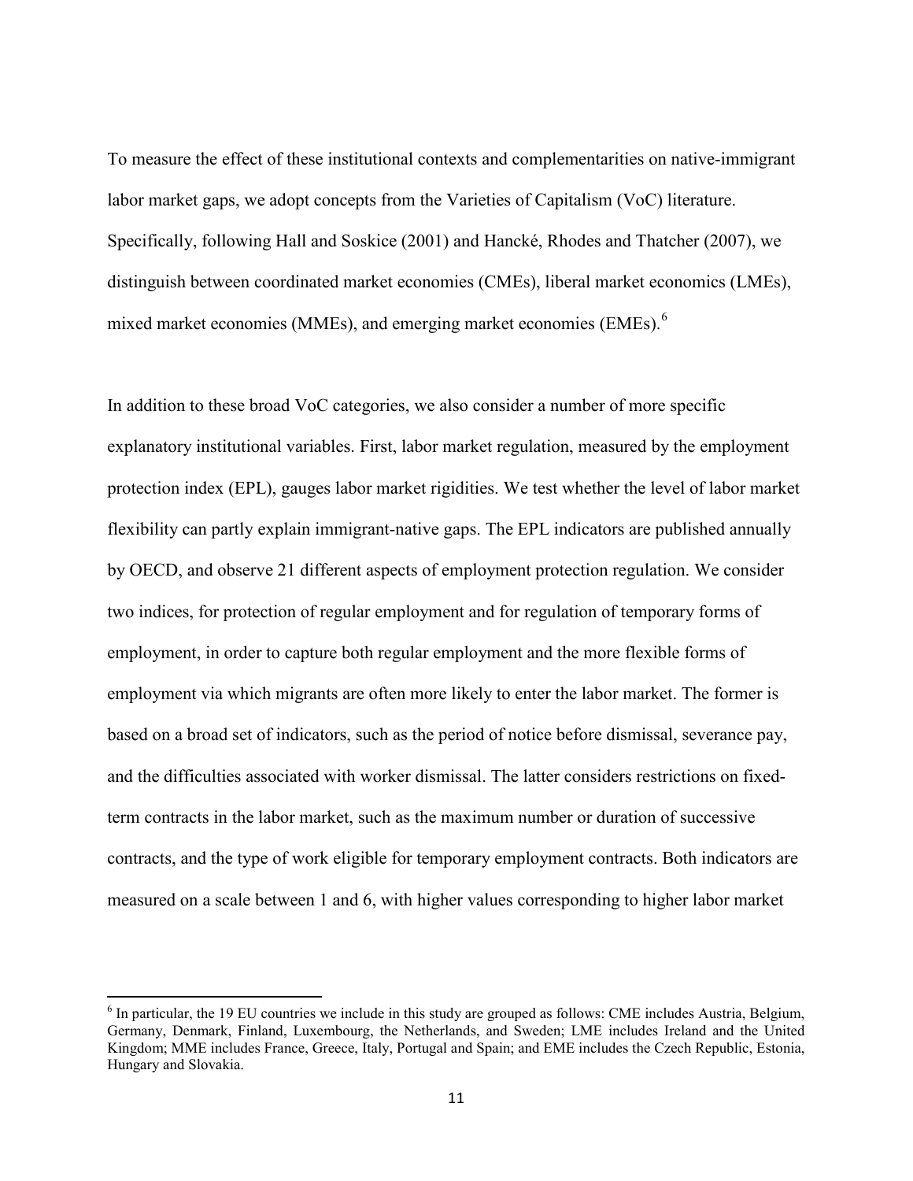To measure the effect of these institutional contexts and complementarities on native-immigrant labor market gaps, we adopt concepts from the Varieties of Capitalism (VoC) literature. Specifically, following Hall and Soskice (2001) and Hancké, Rhodes and Thatcher (2007), we distinguish between coordinated market economies (CMEs), liberal market economics (LMEs), mixed market economies (MMEs), and emerging market economies (EMEs).[6]

In addition to these broad VoC categories, we also consider a number of more specific explanatory institutional variables. First, labor market regulation, measured by the employment protection index (EPL), gauges labor market rigidities. We test whether the level of labor market flexibility can partly explain immigrant-native gaps. The EPL indicators are published annually by OECD, and observe 21 different aspects of employment protection regulation. We consider two indices, for protection of regular employment and for regulation of temporary forms of employment, in order to capture both regular employment and the more flexible forms of employment via which migrants are often more likely to enter the labor market. The former is based on a broad set of indicators, such as the period of notice before dismissal, severance pay, and the difficulties associated with worker dismissal. The latter considers restrictions on fixed-term contracts in the labor market, such as the maximum number or duration of successive contracts, and the type of work eligible for temporary employment contracts. Both indicators are measured on a scale between 1 and 6, with higher values corresponding to higher labor market

[6] In particular, the 19 EU countries we include in this study are grouped as follows: CME includes Austria, Belgium, Germany, Denmark, Finland, Luxembourg, the Netherlands, and Sweden; LME includes Ireland and the United Kingdom; MME includes France, Greece, Italy, Portugal and Spain; and EME includes the Czech Republic, Estonia, Hungary and Slovakia.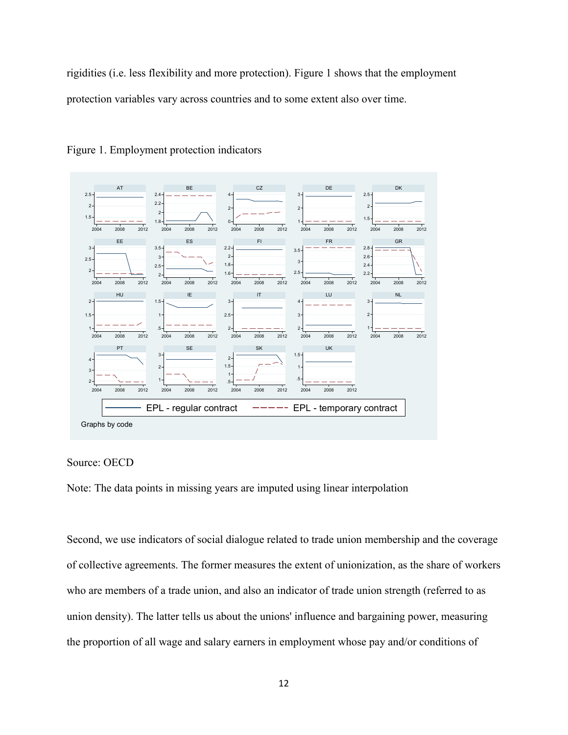rigidities (i.e. less flexibility and more protection). Figure 1 shows that the employment protection variables vary across countries and to some extent also over time.

Figure 1. Employment protection indicators

Source: OECD

Note: The data points in missing years are imputed using linear interpolation

Second, we use indicators of social dialogue related to trade union membership and the coverage of collective agreements. The former measures the extent of unionization, as the share of workers who are members of a trade union, and also an indicator of trade union strength (referred to as union density). The latter tells us about the unions' influence and bargaining power, measuring the proportion of all wage and salary earners in employment whose pay and/or conditions of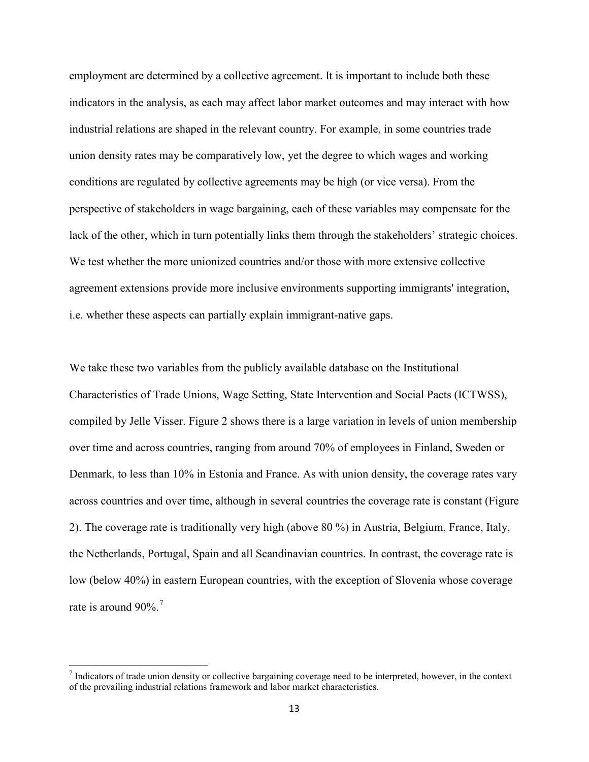employment are determined by a collective agreement. It is important to include both these indicators in the analysis, as each may affect labor market outcomes and may interact with how industrial relations are shaped in the relevant country. For example, in some countries trade union density rates may be comparatively low, yet the degree to which wages and working conditions are regulated by collective agreements may be high (or vice versa). From the perspective of stakeholders in wage bargaining, each of these variables may compensate for the lack of the other, which in turn potentially links them through the stakeholders' strategic choices. We test whether the more unionized countries and/or those with more extensive collective agreement extensions provide more inclusive environments supporting immigrants' integration, i.e. whether these aspects can partially explain immigrant-native gaps.

We take these two variables from the publicly available database on the Institutional Characteristics of Trade Unions, Wage Setting, State Intervention and Social Pacts (ICTWSS), compiled by Jelle Visser. Figure 2 shows there is a large variation in levels of union membership over time and across countries, ranging from around 70% of employees in Finland, Sweden or Denmark, to less than 10% in Estonia and France. As with union density, the coverage rates vary across countries and over time, although in several countries the coverage rate is constant (Figure 2). The coverage rate is traditionally very high (above 80 %) in Austria, Belgium, France, Italy, the Netherlands, Portugal, Spain and all Scandinavian countries. In contrast, the coverage rate is low (below 40%) in eastern European countries, with the exception of Slovenia whose coverage rate is around 90%.[7]

[7] Indicators of trade union density or collective bargaining coverage need to be interpreted, however, in the context of the prevailing industrial relations framework and labor market characteristics.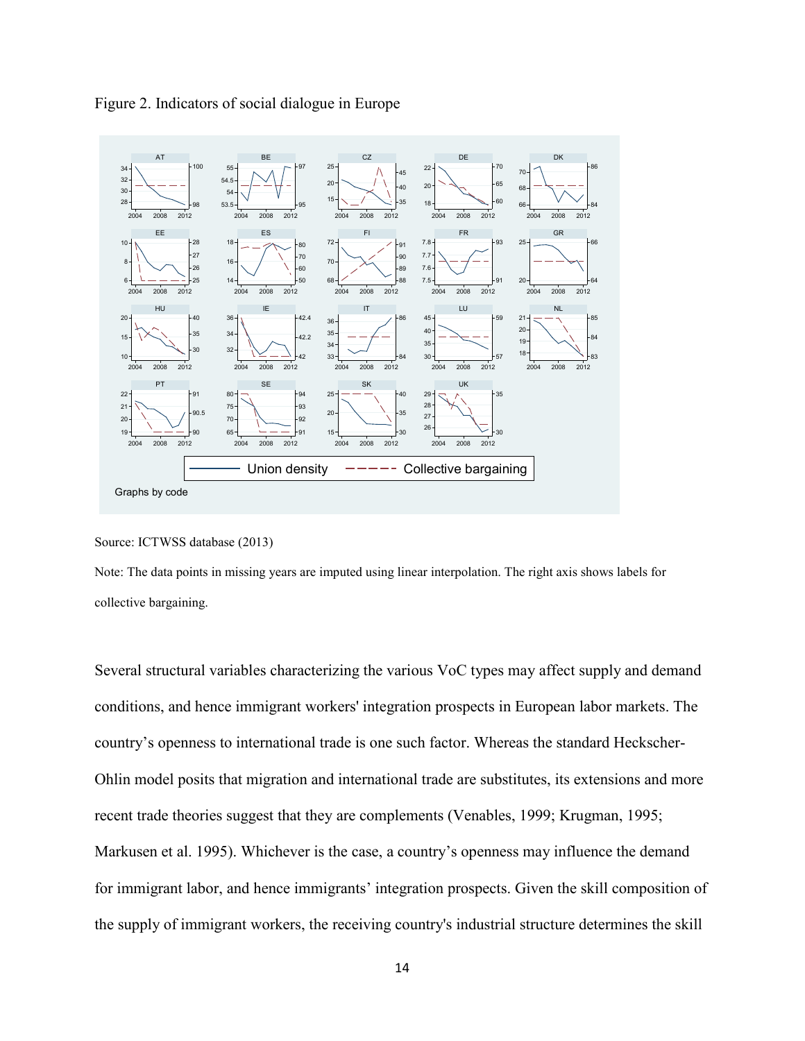Figure 2. Indicators of social dialogue in Europe

Source: ICTWSS database (2013)

Note: The data points in missing years are imputed using linear interpolation. The right axis shows labels for collective bargaining.

Several structural variables characterizing the various VoC types may affect supply and demand conditions, and hence immigrant workers' integration prospects in European labor markets. The country's openness to international trade is one such factor. Whereas the standard Heckscher-Ohlin model posits that migration and international trade are substitutes, its extensions and more recent trade theories suggest that they are complements (Venables, 1999; Krugman, 1995; Markusen et al. 1995). Whichever is the case, a country's openness may influence the demand for immigrant labor, and hence immigrants' integration prospects. Given the skill composition of the supply of immigrant workers, the receiving country's industrial structure determines the skill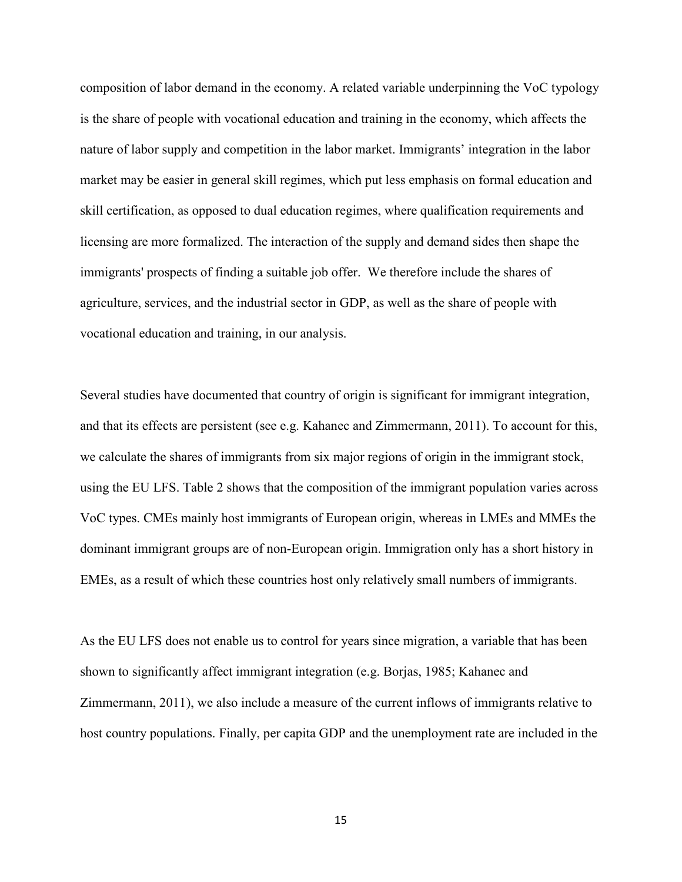composition of labor demand in the economy. A related variable underpinning the VoC typology is the share of people with vocational education and training in the economy, which affects the nature of labor supply and competition in the labor market. Immigrants' integration in the labor market may be easier in general skill regimes, which put less emphasis on formal education and skill certification, as opposed to dual education regimes, where qualification requirements and licensing are more formalized. The interaction of the supply and demand sides then shape the immigrants' prospects of finding a suitable job offer. We therefore include the shares of agriculture, services, and the industrial sector in GDP, as well as the share of people with vocational education and training, in our analysis.

Several studies have documented that country of origin is significant for immigrant integration, and that its effects are persistent (see e.g. Kahanec and Zimmermann, 2011). To account for this, we calculate the shares of immigrants from six major regions of origin in the immigrant stock, using the EU LFS. Table 2 shows that the composition of the immigrant population varies across VoC types. CMEs mainly host immigrants of European origin, whereas in LMEs and MMEs the dominant immigrant groups are of non-European origin. Immigration only has a short history in EMEs, as a result of which these countries host only relatively small numbers of immigrants.

As the EU LFS does not enable us to control for years since migration, a variable that has been shown to significantly affect immigrant integration (e.g. Borjas, 1985; Kahanec and Zimmermann, 2011), we also include a measure of the current inflows of immigrants relative to host country populations. Finally, per capita GDP and the unemployment rate are included in the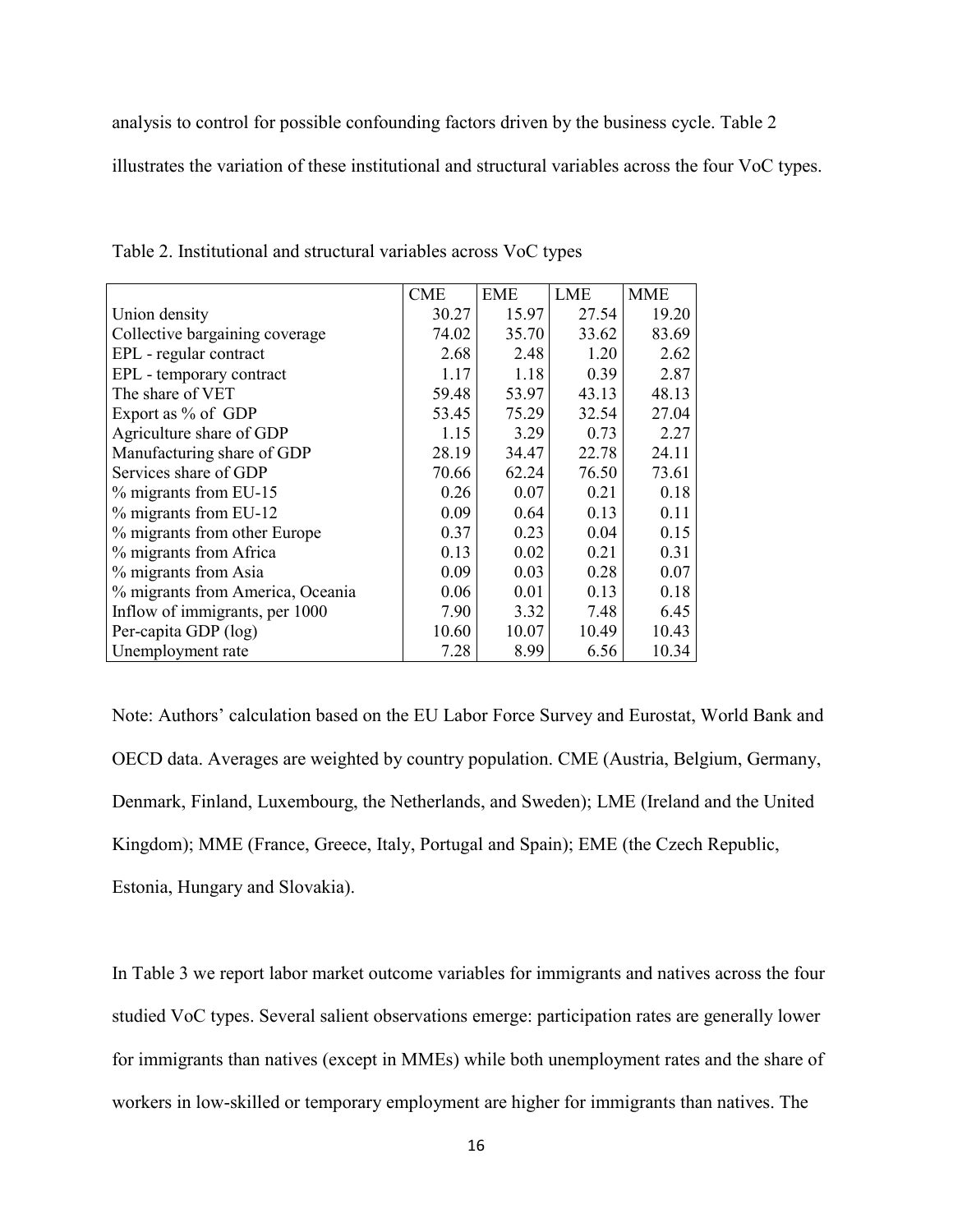analysis to control for possible confounding factors driven by the business cycle. Table 2 illustrates the variation of these institutional and structural variables across the four VoC types.

Table 2. Institutional and structural variables across VoC types

| | CME | EME | LME | MME |
|---|---|---|---|---|
| Union density | 30.27 | 15.97 | 27.54 | 19.20 |
| Collective bargaining coverage | 74.02 | 35.70 | 33.62 | 83.69 |
| EPL - regular contract | 2.68 | 2.48 | 1.20 | 2.62 |
| EPL - temporary contract | 1.17 | 1.18 | 0.39 | 2.87 |
| The share of VET | 59.48 | 53.97 | 43.13 | 48.13 |
| Export as % of GDP | 53.45 | 75.29 | 32.54 | 27.04 |
| Agriculture share of GDP | 1.15 | 3.29 | 0.73 | 2.27 |
| Manufacturing share of GDP | 28.19 | 34.47 | 22.78 | 24.11 |
| Services share of GDP | 70.66 | 62.24 | 76.50 | 73.61 |
| % migrants from EU-15 | 0.26 | 0.07 | 0.21 | 0.18 |
| % migrants from EU-12 | 0.09 | 0.64 | 0.13 | 0.11 |
| % migrants from other Europe | 0.37 | 0.23 | 0.04 | 0.15 |
| % migrants from Africa | 0.13 | 0.02 | 0.21 | 0.31 |
| % migrants from Asia | 0.09 | 0.03 | 0.28 | 0.07 |
| % migrants from America, Oceania | 0.06 | 0.01 | 0.13 | 0.18 |
| Inflow of immigrants, per 1000 | 7.90 | 3.32 | 7.48 | 6.45 |
| Per-capita GDP (log) | 10.60 | 10.07 | 10.49 | 10.43 |
| Unemployment rate | 7.28 | 8.99 | 6.56 | 10.34 |

Note: Authors' calculation based on the EU Labor Force Survey and Eurostat, World Bank and OECD data. Averages are weighted by country population. CME (Austria, Belgium, Germany, Denmark, Finland, Luxembourg, the Netherlands, and Sweden); LME (Ireland and the United Kingdom); MME (France, Greece, Italy, Portugal and Spain); EME (the Czech Republic, Estonia, Hungary and Slovakia).

In Table 3 we report labor market outcome variables for immigrants and natives across the four studied VoC types. Several salient observations emerge: participation rates are generally lower for immigrants than natives (except in MMEs) while both unemployment rates and the share of workers in low-skilled or temporary employment are higher for immigrants than natives. The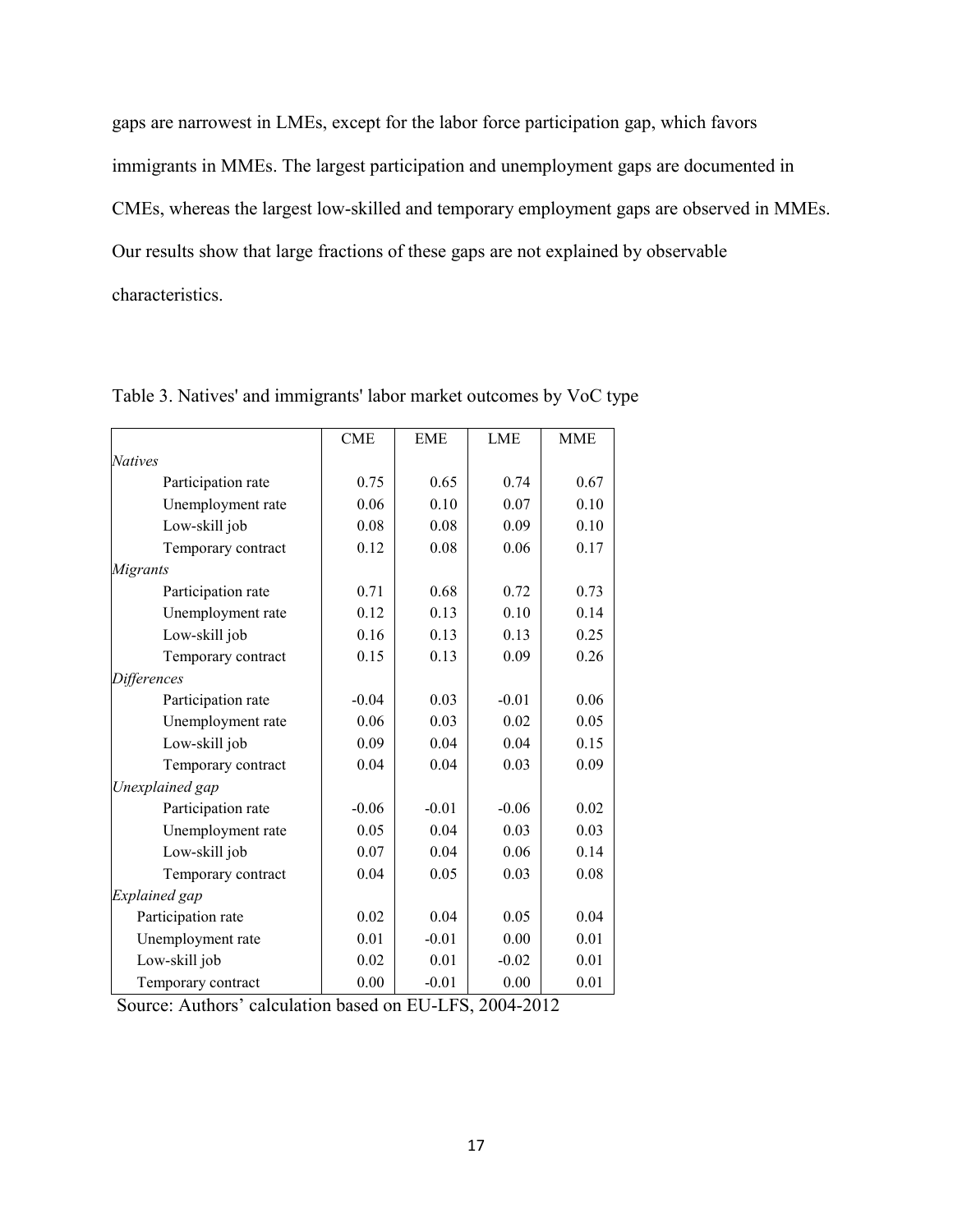gaps are narrowest in LMEs, except for the labor force participation gap, which favors immigrants in MMEs. The largest participation and unemployment gaps are documented in CMEs, whereas the largest low-skilled and temporary employment gaps are observed in MMEs. Our results show that large fractions of these gaps are not explained by observable characteristics.

Table 3. Natives' and immigrants' labor market outcomes by VoC type

| | CME | EME | LME | MME |
|---|---|---|---|---|
| *Natives* | | | | |
| Participation rate | 0.75 | 0.65 | 0.74 | 0.67 |
| Unemployment rate | 0.06 | 0.10 | 0.07 | 0.10 |
| Low-skill job | 0.08 | 0.08 | 0.09 | 0.10 |
| Temporary contract | 0.12 | 0.08 | 0.06 | 0.17 |
| *Migrants* | | | | |
| Participation rate | 0.71 | 0.68 | 0.72 | 0.73 |
| Unemployment rate | 0.12 | 0.13 | 0.10 | 0.14 |
| Low-skill job | 0.16 | 0.13 | 0.13 | 0.25 |
| Temporary contract | 0.15 | 0.13 | 0.09 | 0.26 |
| *Differences* | | | | |
| Participation rate | -0.04 | 0.03 | -0.01 | 0.06 |
| Unemployment rate | 0.06 | 0.03 | 0.02 | 0.05 |
| Low-skill job | 0.09 | 0.04 | 0.04 | 0.15 |
| Temporary contract | 0.04 | 0.04 | 0.03 | 0.09 |
| *Unexplained gap* | | | | |
| Participation rate | -0.06 | -0.01 | -0.06 | 0.02 |
| Unemployment rate | 0.05 | 0.04 | 0.03 | 0.03 |
| Low-skill job | 0.07 | 0.04 | 0.06 | 0.14 |
| Temporary contract | 0.04 | 0.05 | 0.03 | 0.08 |
| *Explained gap* | | | | |
| Participation rate | 0.02 | 0.04 | 0.05 | 0.04 |
| Unemployment rate | 0.01 | -0.01 | 0.00 | 0.01 |
| Low-skill job | 0.02 | 0.01 | -0.02 | 0.01 |
| Temporary contract | 0.00 | -0.01 | 0.00 | 0.01 |

Source: Authors' calculation based on EU-LFS, 2004-2012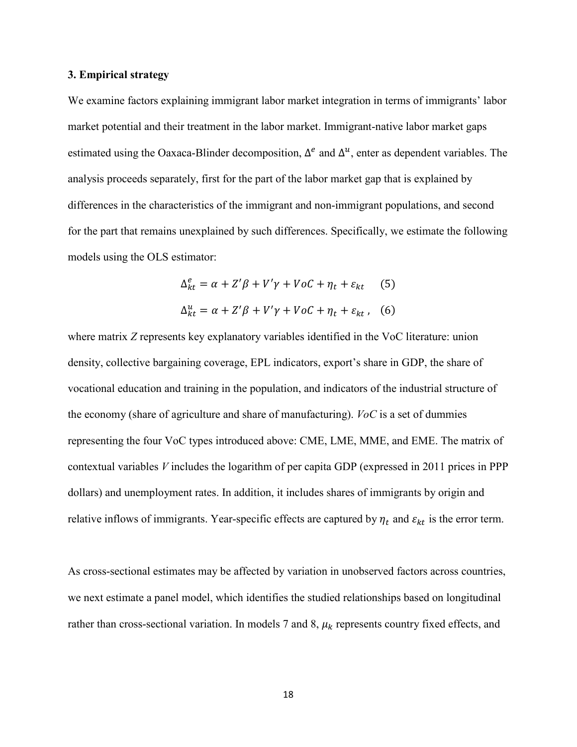### 3. Empirical strategy

We examine factors explaining immigrant labor market integration in terms of immigrants' labor market potential and their treatment in the labor market. Immigrant-native labor market gaps estimated using the Oaxaca-Blinder decomposition, $\Delta^e$ and $\Delta^u$, enter as dependent variables. The analysis proceeds separately, first for the part of the labor market gap that is explained by differences in the characteristics of the immigrant and non-immigrant populations, and second for the part that remains unexplained by such differences. Specifically, we estimate the following models using the OLS estimator:

$$\Delta^e_{kt} = \alpha + Z'\beta + V'\gamma + VoC + \eta_t + \varepsilon_{kt} \quad (5)$$

$$\Delta^u_{kt} = \alpha + Z'\beta + V'\gamma + VoC + \eta_t + \varepsilon_{kt}\,, \quad (6)$$

where matrix *Z* represents key explanatory variables identified in the VoC literature: union density, collective bargaining coverage, EPL indicators, export's share in GDP, the share of vocational education and training in the population, and indicators of the industrial structure of the economy (share of agriculture and share of manufacturing). *VoC* is a set of dummies representing the four VoC types introduced above: CME, LME, MME, and EME. The matrix of contextual variables *V* includes the logarithm of per capita GDP (expressed in 2011 prices in PPP dollars) and unemployment rates. In addition, it includes shares of immigrants by origin and relative inflows of immigrants. Year-specific effects are captured by $\eta_t$ and $\varepsilon_{kt}$ is the error term.

As cross-sectional estimates may be affected by variation in unobserved factors across countries, we next estimate a panel model, which identifies the studied relationships based on longitudinal rather than cross-sectional variation. In models 7 and 8, $\mu_k$ represents country fixed effects, and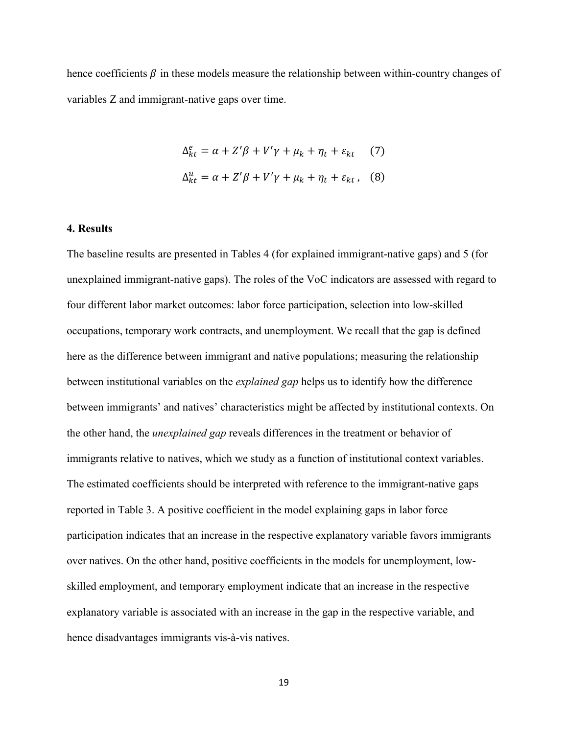hence coefficients $\beta$ in these models measure the relationship between within-country changes of variables Z and immigrant-native gaps over time.

$$\Delta_{kt}^{e} = \alpha + Z'\beta + V'\gamma + \mu_k + \eta_t + \varepsilon_{kt} \quad (7)$$

$$\Delta_{kt}^{u} = \alpha + Z'\beta + V'\gamma + \mu_k + \eta_t + \varepsilon_{kt}\,, \quad (8)$$

**4. Results**

The baseline results are presented in Tables 4 (for explained immigrant-native gaps) and 5 (for unexplained immigrant-native gaps). The roles of the VoC indicators are assessed with regard to four different labor market outcomes: labor force participation, selection into low-skilled occupations, temporary work contracts, and unemployment. We recall that the gap is defined here as the difference between immigrant and native populations; measuring the relationship between institutional variables on the *explained gap* helps us to identify how the difference between immigrants' and natives' characteristics might be affected by institutional contexts. On the other hand, the *unexplained gap* reveals differences in the treatment or behavior of immigrants relative to natives, which we study as a function of institutional context variables. The estimated coefficients should be interpreted with reference to the immigrant-native gaps reported in Table 3. A positive coefficient in the model explaining gaps in labor force participation indicates that an increase in the respective explanatory variable favors immigrants over natives. On the other hand, positive coefficients in the models for unemployment, low-skilled employment, and temporary employment indicate that an increase in the respective explanatory variable is associated with an increase in the gap in the respective variable, and hence disadvantages immigrants vis-à-vis natives.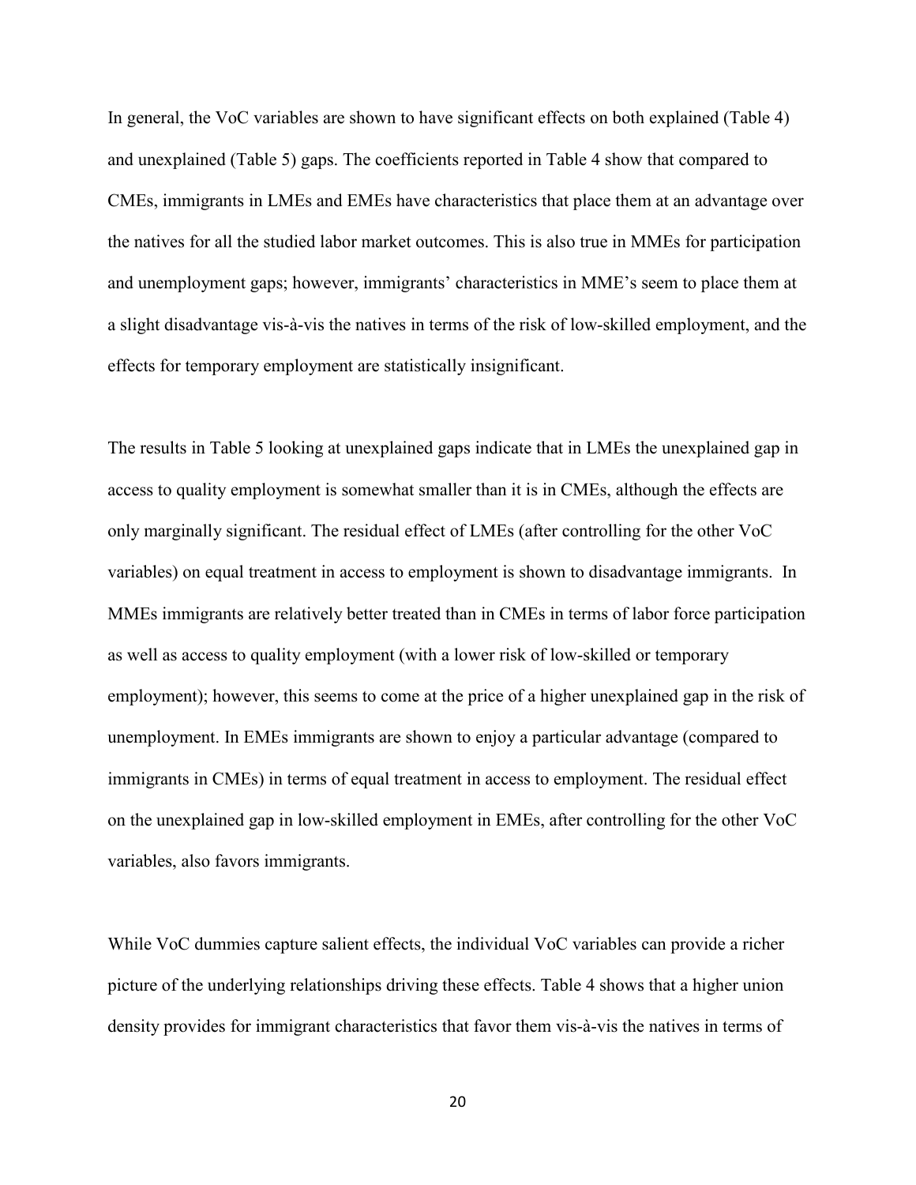In general, the VoC variables are shown to have significant effects on both explained (Table 4) and unexplained (Table 5) gaps. The coefficients reported in Table 4 show that compared to CMEs, immigrants in LMEs and EMEs have characteristics that place them at an advantage over the natives for all the studied labor market outcomes. This is also true in MMEs for participation and unemployment gaps; however, immigrants' characteristics in MME's seem to place them at a slight disadvantage vis-à-vis the natives in terms of the risk of low-skilled employment, and the effects for temporary employment are statistically insignificant.

The results in Table 5 looking at unexplained gaps indicate that in LMEs the unexplained gap in access to quality employment is somewhat smaller than it is in CMEs, although the effects are only marginally significant. The residual effect of LMEs (after controlling for the other VoC variables) on equal treatment in access to employment is shown to disadvantage immigrants. In MMEs immigrants are relatively better treated than in CMEs in terms of labor force participation as well as access to quality employment (with a lower risk of low-skilled or temporary employment); however, this seems to come at the price of a higher unexplained gap in the risk of unemployment. In EMEs immigrants are shown to enjoy a particular advantage (compared to immigrants in CMEs) in terms of equal treatment in access to employment. The residual effect on the unexplained gap in low-skilled employment in EMEs, after controlling for the other VoC variables, also favors immigrants.

While VoC dummies capture salient effects, the individual VoC variables can provide a richer picture of the underlying relationships driving these effects. Table 4 shows that a higher union density provides for immigrant characteristics that favor them vis-à-vis the natives in terms of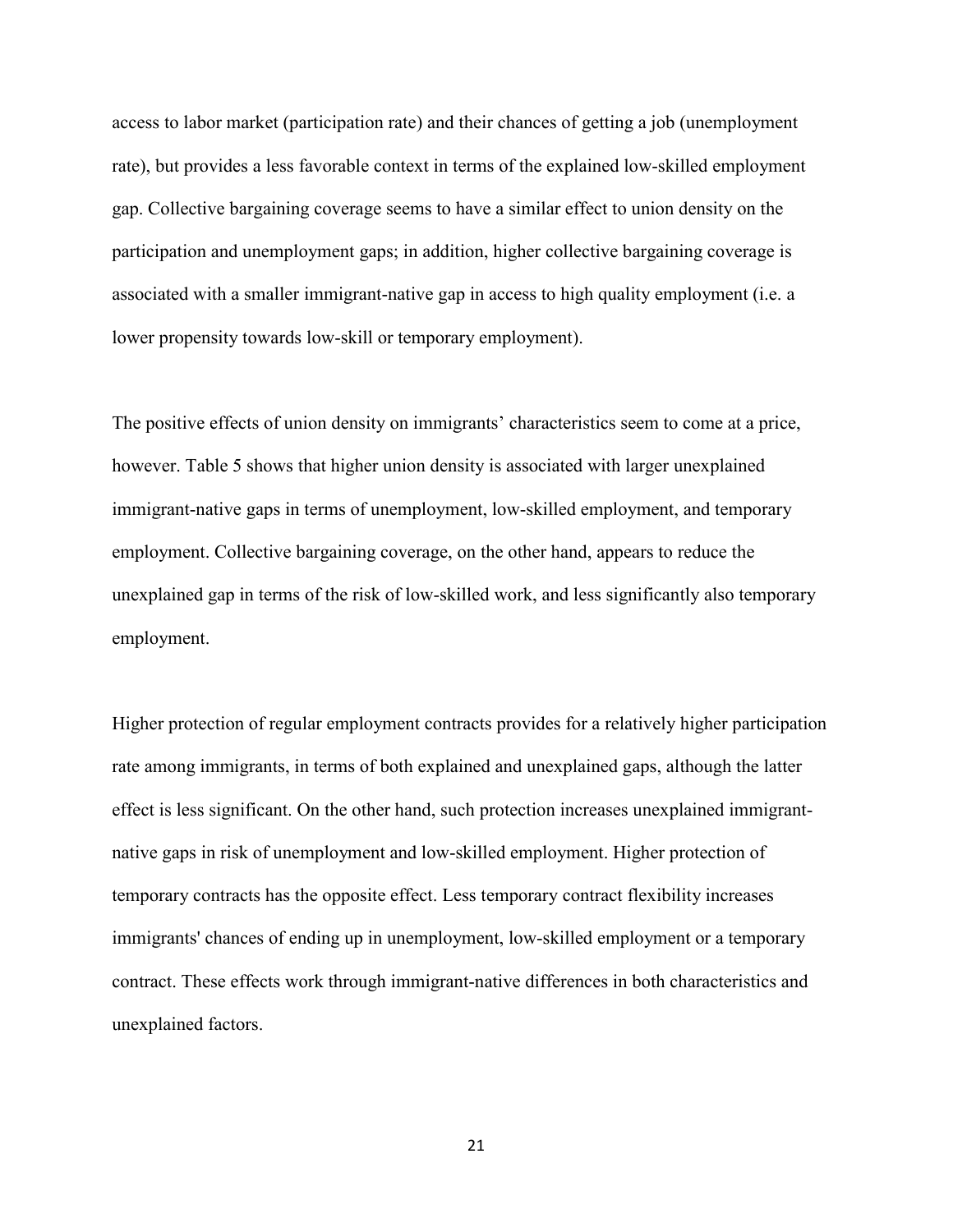access to labor market (participation rate) and their chances of getting a job (unemployment rate), but provides a less favorable context in terms of the explained low-skilled employment gap. Collective bargaining coverage seems to have a similar effect to union density on the participation and unemployment gaps; in addition, higher collective bargaining coverage is associated with a smaller immigrant-native gap in access to high quality employment (i.e. a lower propensity towards low-skill or temporary employment).

The positive effects of union density on immigrants' characteristics seem to come at a price, however. Table 5 shows that higher union density is associated with larger unexplained immigrant-native gaps in terms of unemployment, low-skilled employment, and temporary employment. Collective bargaining coverage, on the other hand, appears to reduce the unexplained gap in terms of the risk of low-skilled work, and less significantly also temporary employment.

Higher protection of regular employment contracts provides for a relatively higher participation rate among immigrants, in terms of both explained and unexplained gaps, although the latter effect is less significant. On the other hand, such protection increases unexplained immigrant-native gaps in risk of unemployment and low-skilled employment. Higher protection of temporary contracts has the opposite effect. Less temporary contract flexibility increases immigrants' chances of ending up in unemployment, low-skilled employment or a temporary contract. These effects work through immigrant-native differences in both characteristics and unexplained factors.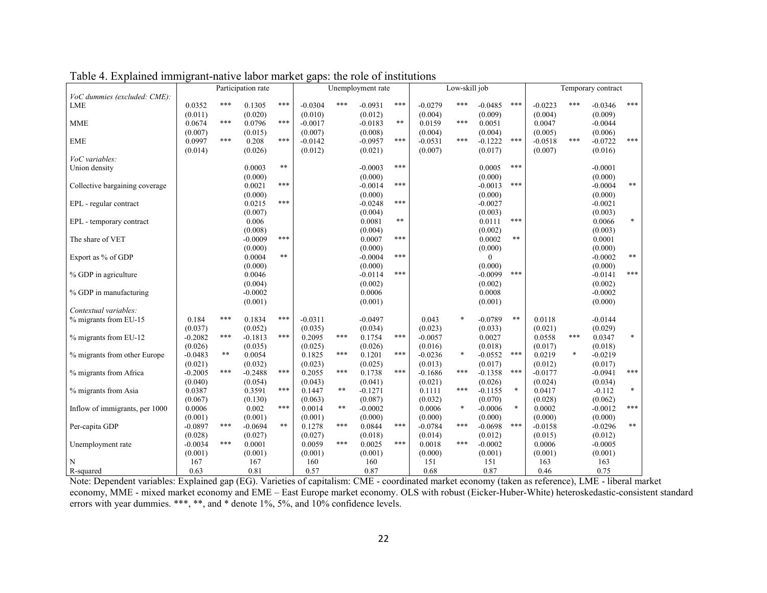Table 4. Explained immigrant-native labor market gaps: the role of institutions

| | Participation rate | | | | Unemployment rate | | | | Low-skill job | | | | Temporary contract | | | |
|---|---|---|---|---|---|---|---|---|---|---|---|---|---|---|---|---|
| *VoC dummies (excluded: CME):* | | | | | | | | | | | | | | | | |
| LME | 0.0352 | *** | 0.1305 | *** | -0.0304 | *** | -0.0931 | *** | -0.0279 | *** | -0.0485 | *** | -0.0223 | *** | -0.0346 | *** |
| | (0.011) | | (0.020) | | (0.010) | | (0.012) | | (0.004) | | (0.009) | | (0.004) | | (0.009) | |
| MME | 0.0674 | *** | 0.0796 | *** | -0.0017 | | -0.0183 | ** | 0.0159 | *** | 0.0051 | | 0.0047 | | -0.0044 | |
| | (0.007) | | (0.015) | | (0.007) | | (0.008) | | (0.004) | | (0.004) | | (0.005) | | (0.006) | |
| EME | 0.0997 | *** | 0.208 | *** | -0.0142 | | -0.0957 | *** | -0.0531 | *** | -0.1222 | *** | -0.0518 | *** | -0.0722 | *** |
| | (0.014) | | (0.026) | | (0.012) | | (0.021) | | (0.007) | | (0.017) | | (0.007) | | (0.016) | |
| *VoC variables:* | | | | | | | | | | | | | | | | |
| Union density | | | 0.0003 | ** | | | -0.0003 | *** | | | 0.0005 | *** | | | -0.0001 | |
| | | | (0.000) | | | | (0.000) | | | | (0.000) | | | | (0.000) | |
| Collective bargaining coverage | | | 0.0021 | *** | | | -0.0014 | *** | | | -0.0013 | *** | | | -0.0004 | ** |
| | | | (0.000) | | | | (0.000) | | | | (0.000) | | | | (0.000) | |
| EPL - regular contract | | | 0.0215 | *** | | | -0.0248 | *** | | | -0.0027 | | | | -0.0021 | |
| | | | (0.007) | | | | (0.004) | | | | (0.003) | | | | (0.003) | |
| EPL - temporary contract | | | 0.006 | | | | 0.0081 | ** | | | 0.0111 | *** | | | 0.0066 | * |
| | | | (0.008) | | | | (0.004) | | | | (0.002) | | | | (0.003) | |
| The share of VET | | | -0.0009 | *** | | | 0.0007 | *** | | | 0.0002 | ** | | | 0.0001 | |
| | | | (0.000) | | | | (0.000) | | | | (0.000) | | | | (0.000) | |
| Export as % of GDP | | | 0.0004 | ** | | | -0.0004 | *** | | | 0 | | | | -0.0002 | ** |
| | | | (0.000) | | | | (0.000) | | | | (0.000) | | | | (0.000) | |
| % GDP in agriculture | | | 0.0046 | | | | -0.0114 | *** | | | -0.0099 | *** | | | -0.0141 | *** |
| | | | (0.004) | | | | (0.002) | | | | (0.002) | | | | (0.002) | |
| % GDP in manufacturing | | | -0.0002 | | | | 0.0006 | | | | 0.0008 | | | | -0.0002 | |
| | | | (0.001) | | | | (0.001) | | | | (0.001) | | | | (0.000) | |
| *Contextual variables:* | | | | | | | | | | | | | | | | |
| % migrants from EU-15 | 0.184 | *** | 0.1834 | *** | -0.0311 | | -0.0497 | | 0.043 | * | -0.0789 | ** | 0.0118 | | -0.0144 | |
| | (0.037) | | (0.052) | | (0.035) | | (0.034) | | (0.023) | | (0.033) | | (0.021) | | (0.029) | |
| % migrants from EU-12 | -0.2082 | *** | -0.1813 | *** | 0.2095 | *** | 0.1754 | *** | -0.0057 | | 0.0027 | | 0.0558 | *** | 0.0347 | * |
| | (0.026) | | (0.035) | | (0.025) | | (0.026) | | (0.016) | | (0.018) | | (0.017) | | (0.018) | |
| % migrants from other Europe | -0.0483 | ** | 0.0054 | | 0.1825 | *** | 0.1201 | *** | -0.0236 | * | -0.0552 | *** | 0.0219 | * | -0.0219 | |
| | (0.021) | | (0.032) | | (0.023) | | (0.025) | | (0.013) | | (0.017) | | (0.012) | | (0.017) | |
| % migrants from Africa | -0.2005 | *** | -0.2488 | *** | 0.2055 | *** | 0.1738 | *** | -0.1686 | *** | -0.1358 | *** | -0.0177 | | -0.0941 | *** |
| | (0.040) | | (0.054) | | (0.043) | | (0.041) | | (0.021) | | (0.026) | | (0.024) | | (0.034) | |
| % migrants from Asia | 0.0387 | | 0.3591 | *** | 0.1447 | ** | -0.1271 | | 0.1111 | *** | -0.1155 | * | 0.0417 | | -0.112 | * |
| | (0.067) | | (0.130) | | (0.063) | | (0.087) | | (0.032) | | (0.070) | | (0.028) | | (0.062) | |
| Inflow of immigrants, per 1000 | 0.0006 | | 0.002 | *** | 0.0014 | ** | -0.0002 | | 0.0006 | * | -0.0006 | * | 0.0002 | | -0.0012 | *** |
| | (0.001) | | (0.001) | | (0.001) | | (0.000) | | (0.000) | | (0.000) | | (0.000) | | (0.000) | |
| Per-capita GDP | -0.0897 | *** | -0.0694 | ** | 0.1278 | *** | 0.0844 | *** | -0.0784 | *** | -0.0698 | *** | -0.0158 | | -0.0296 | ** |
| | (0.028) | | (0.027) | | (0.027) | | (0.018) | | (0.014) | | (0.012) | | (0.015) | | (0.012) | |
| Unemployment rate | -0.0034 | *** | 0.0001 | | 0.0059 | *** | 0.0025 | *** | 0.0018 | *** | -0.0002 | | 0.0006 | | -0.0005 | |
| | (0.001) | | (0.001) | | (0.001) | | (0.001) | | (0.000) | | (0.001) | | (0.001) | | (0.001) | |
| N | 167 | | 167 | | 160 | | 160 | | 151 | | 151 | | 163 | | 163 | |
| R-squared | 0.63 | | 0.81 | | 0.57 | | 0.87 | | 0.68 | | 0.87 | | 0.46 | | 0.75 | |

Note: Dependent variables: Explained gap (EG). Varieties of capitalism: CME - coordinated market economy (taken as reference), LME - liberal market economy, MME - mixed market economy and EME – East Europe market economy. OLS with robust (Eicker-Huber-White) heteroskedastic-consistent standard errors with year dummies. ***, **, and * denote 1%, 5%, and 10% confidence levels.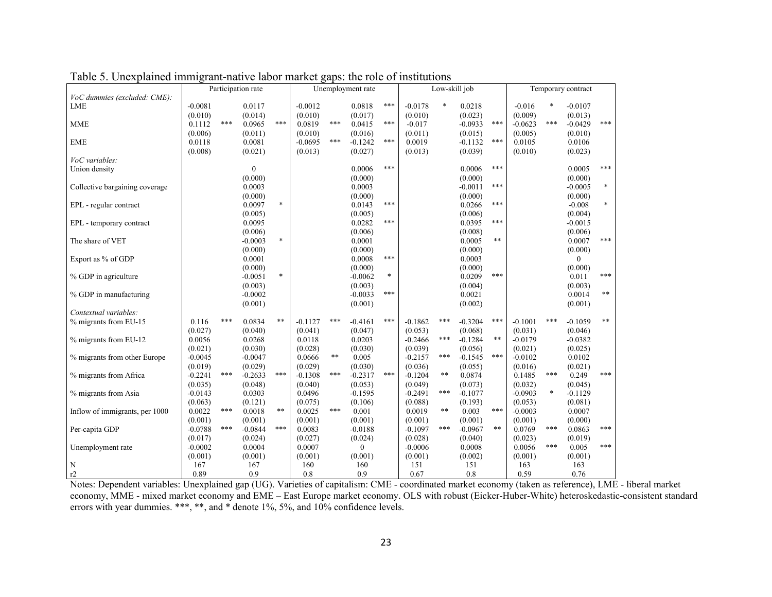Table 5. Unexplained immigrant-native labor market gaps: the role of institutions

| | Participation rate | | Unemployment rate | | Low-skill job | | Temporary contract | |
|---|---|---|---|---|---|---|---|---|
| *VoC dummies (excluded: CME):* | | | | | | | | |
| LME | -0.0081 | 0.0117 | -0.0012 | 0.0818 *** | -0.0178 * | 0.0218 | -0.016 * | -0.0107 |
| | (0.010) | (0.014) | (0.010) | (0.017) | (0.010) | (0.023) | (0.009) | (0.013) |
| MME | 0.1112 *** | 0.0965 *** | 0.0819 *** | 0.0415 *** | -0.017 | -0.0933 *** | -0.0623 *** | -0.0429 *** |
| | (0.006) | (0.011) | (0.010) | (0.016) | (0.011) | (0.015) | (0.005) | (0.010) |
| EME | 0.0118 | 0.0081 | -0.0695 *** | -0.1242 *** | 0.0019 | -0.1132 *** | 0.0105 | 0.0106 |
| | (0.008) | (0.021) | (0.013) | (0.027) | (0.013) | (0.039) | (0.010) | (0.023) |
| *VoC variables:* | | | | | | | | |
| Union density | | 0 | | 0.0006 *** | | 0.0006 *** | | 0.0005 *** |
| | | (0.000) | | (0.000) | | (0.000) | | (0.000) |
| Collective bargaining coverage | | 0.0003 | | 0.0003 | | -0.0011 *** | | -0.0005 * |
| | | (0.000) | | (0.000) | | (0.000) | | (0.000) |
| EPL - regular contract | | 0.0097 * | | 0.0143 *** | | 0.0266 *** | | -0.008 * |
| | | (0.005) | | (0.005) | | (0.006) | | (0.004) |
| EPL - temporary contract | | 0.0095 | | 0.0282 *** | | 0.0395 *** | | -0.0015 |
| | | (0.006) | | (0.006) | | (0.008) | | (0.006) |
| The share of VET | | -0.0003 * | | 0.0001 | | 0.0005 ** | | 0.0007 *** |
| | | (0.000) | | (0.000) | | (0.000) | | (0.000) |
| Export as % of GDP | | 0.0001 | | 0.0008 *** | | 0.0003 | | 0 |
| | | (0.000) | | (0.000) | | (0.000) | | (0.000) |
| % GDP in agriculture | | -0.0051 * | | -0.0062 * | | 0.0209 *** | | 0.011 *** |
| | | (0.003) | | (0.003) | | (0.004) | | (0.003) |
| % GDP in manufacturing | | -0.0002 | | -0.0033 *** | | 0.0021 | | 0.0014 ** |
| | | (0.001) | | (0.001) | | (0.002) | | (0.001) |
| *Contextual variables:* | | | | | | | | |
| % migrants from EU-15 | 0.116 *** | 0.0834 ** | -0.1127 *** | -0.4161 *** | -0.1862 *** | -0.3204 *** | -0.1001 *** | -0.1059 ** |
| | (0.027) | (0.040) | (0.041) | (0.047) | (0.053) | (0.068) | (0.031) | (0.046) |
| % migrants from EU-12 | 0.0056 | 0.0268 | 0.0118 | 0.0203 | -0.2466 *** | -0.1284 ** | -0.0179 | -0.0382 |
| | (0.021) | (0.030) | (0.028) | (0.030) | (0.039) | (0.056) | (0.021) | (0.025) |
| % migrants from other Europe | -0.0045 | -0.0047 | 0.0666 ** | 0.005 | -0.2157 *** | -0.1545 *** | -0.0102 | 0.0102 |
| | (0.019) | (0.029) | (0.029) | (0.030) | (0.036) | (0.055) | (0.016) | (0.021) |
| % migrants from Africa | -0.2241 *** | -0.2633 *** | -0.1308 *** | -0.2317 *** | -0.1204 ** | 0.0874 | 0.1485 *** | 0.249 *** |
| | (0.035) | (0.048) | (0.040) | (0.053) | (0.049) | (0.073) | (0.032) | (0.045) |
| % migrants from Asia | -0.0143 | 0.0303 | 0.0496 | -0.1595 | -0.2491 *** | -0.1077 | -0.0903 * | -0.1129 |
| | (0.063) | (0.121) | (0.075) | (0.106) | (0.088) | (0.193) | (0.053) | (0.081) |
| Inflow of immigrants, per 1000 | 0.0022 *** | 0.0018 ** | 0.0025 *** | 0.001 | 0.0019 ** | 0.003 *** | -0.0003 | 0.0007 |
| | (0.001) | (0.001) | (0.001) | (0.001) | (0.001) | (0.001) | (0.001) | (0.000) |
| Per-capita GDP | -0.0788 *** | -0.0844 *** | 0.0083 | -0.0188 | -0.1097 *** | -0.0967 ** | 0.0769 *** | 0.0863 *** |
| | (0.017) | (0.024) | (0.027) | (0.024) | (0.028) | (0.040) | (0.023) | (0.019) |
| Unemployment rate | -0.0002 | 0.0004 | 0.0007 | 0 | -0.0006 | 0.0008 | 0.0056 *** | 0.005 *** |
| | (0.001) | (0.001) | (0.001) | (0.001) | (0.001) | (0.002) | (0.001) | (0.001) |
| N | 167 | 167 | 160 | 160 | 151 | 151 | 163 | 163 |
| r2 | 0.89 | 0.9 | 0.8 | 0.9 | 0.67 | 0.8 | 0.59 | 0.76 |

Notes: Dependent variables: Unexplained gap (UG). Varieties of capitalism: CME - coordinated market economy (taken as reference), LME - liberal market economy, MME - mixed market economy and EME – East Europe market economy. OLS with robust (Eicker-Huber-White) heteroskedastic-consistent standard errors with year dummies. ***, **, and * denote 1%, 5%, and 10% confidence levels.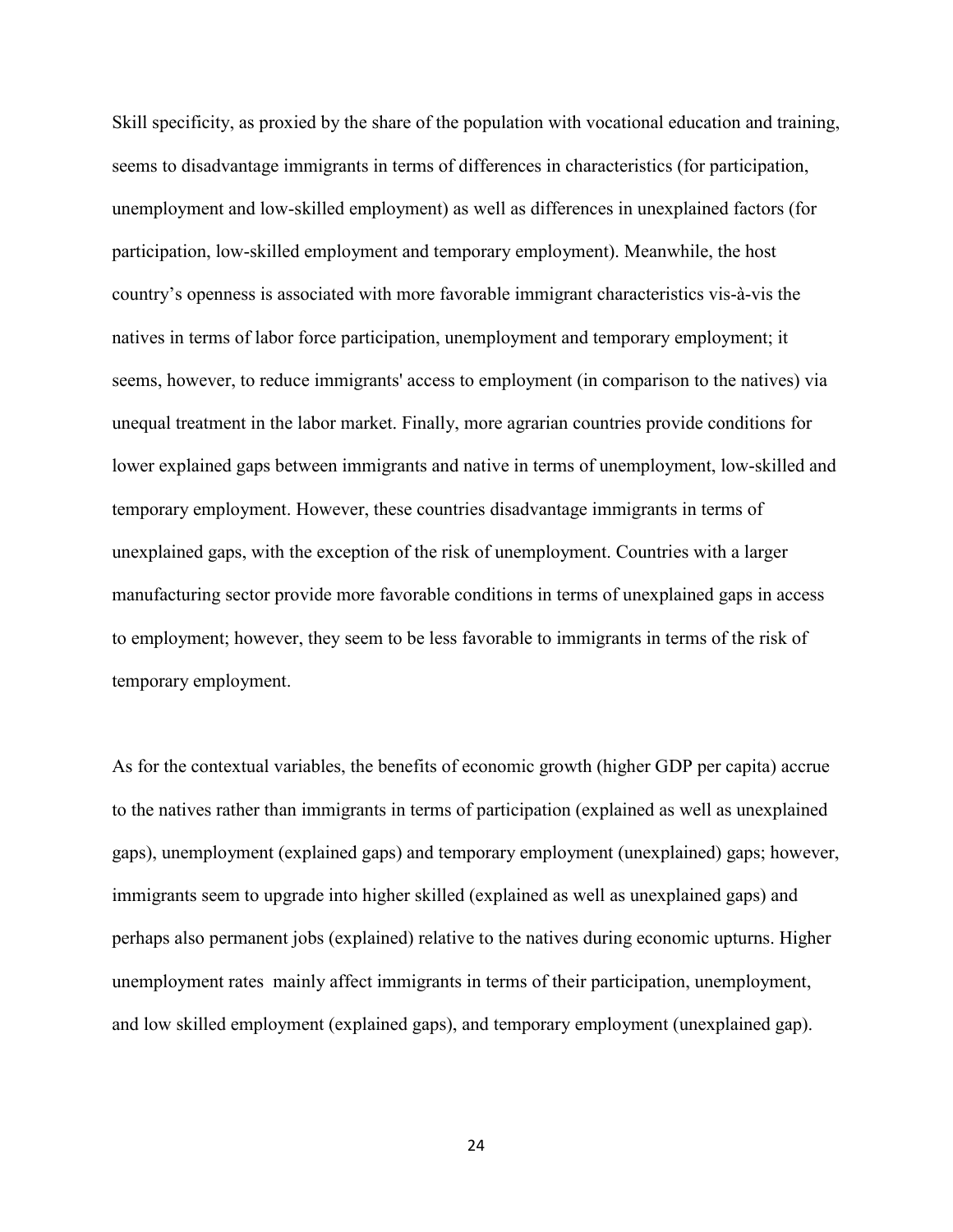Skill specificity, as proxied by the share of the population with vocational education and training, seems to disadvantage immigrants in terms of differences in characteristics (for participation, unemployment and low-skilled employment) as well as differences in unexplained factors (for participation, low-skilled employment and temporary employment). Meanwhile, the host country's openness is associated with more favorable immigrant characteristics vis-à-vis the natives in terms of labor force participation, unemployment and temporary employment; it seems, however, to reduce immigrants' access to employment (in comparison to the natives) via unequal treatment in the labor market. Finally, more agrarian countries provide conditions for lower explained gaps between immigrants and native in terms of unemployment, low-skilled and temporary employment. However, these countries disadvantage immigrants in terms of unexplained gaps, with the exception of the risk of unemployment. Countries with a larger manufacturing sector provide more favorable conditions in terms of unexplained gaps in access to employment; however, they seem to be less favorable to immigrants in terms of the risk of temporary employment.

As for the contextual variables, the benefits of economic growth (higher GDP per capita) accrue to the natives rather than immigrants in terms of participation (explained as well as unexplained gaps), unemployment (explained gaps) and temporary employment (unexplained) gaps; however, immigrants seem to upgrade into higher skilled (explained as well as unexplained gaps) and perhaps also permanent jobs (explained) relative to the natives during economic upturns. Higher unemployment rates mainly affect immigrants in terms of their participation, unemployment, and low skilled employment (explained gaps), and temporary employment (unexplained gap).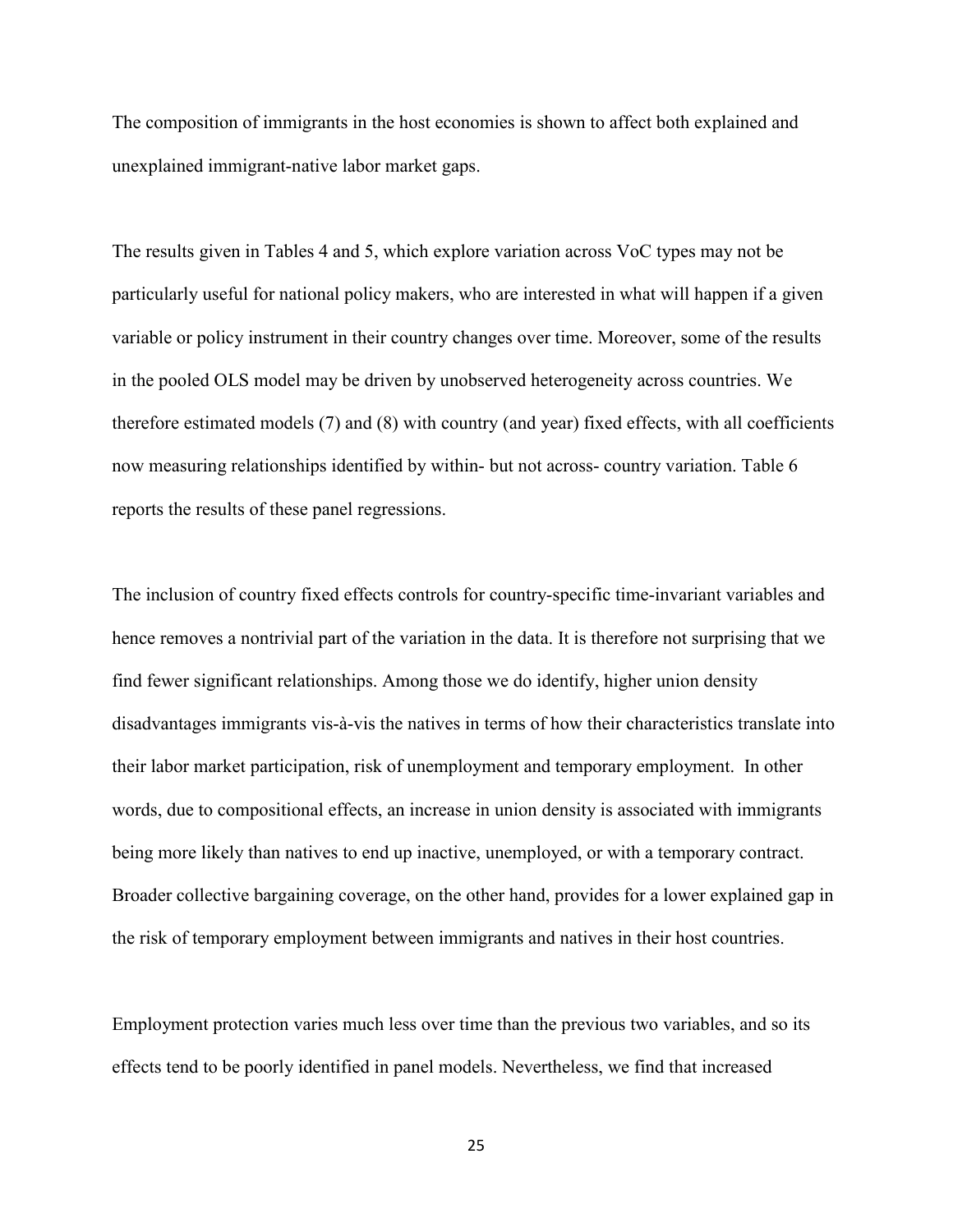The composition of immigrants in the host economies is shown to affect both explained and unexplained immigrant-native labor market gaps.

The results given in Tables 4 and 5, which explore variation across VoC types may not be particularly useful for national policy makers, who are interested in what will happen if a given variable or policy instrument in their country changes over time. Moreover, some of the results in the pooled OLS model may be driven by unobserved heterogeneity across countries. We therefore estimated models (7) and (8) with country (and year) fixed effects, with all coefficients now measuring relationships identified by within- but not across- country variation. Table 6 reports the results of these panel regressions.

The inclusion of country fixed effects controls for country-specific time-invariant variables and hence removes a nontrivial part of the variation in the data. It is therefore not surprising that we find fewer significant relationships. Among those we do identify, higher union density disadvantages immigrants vis-à-vis the natives in terms of how their characteristics translate into their labor market participation, risk of unemployment and temporary employment. In other words, due to compositional effects, an increase in union density is associated with immigrants being more likely than natives to end up inactive, unemployed, or with a temporary contract. Broader collective bargaining coverage, on the other hand, provides for a lower explained gap in the risk of temporary employment between immigrants and natives in their host countries.

Employment protection varies much less over time than the previous two variables, and so its effects tend to be poorly identified in panel models. Nevertheless, we find that increased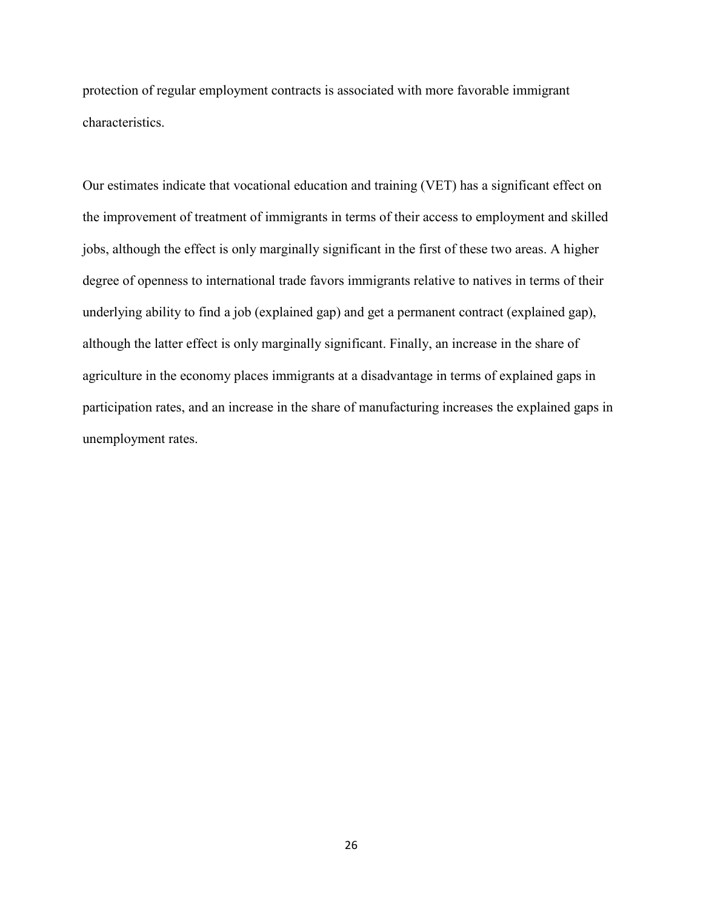protection of regular employment contracts is associated with more favorable immigrant characteristics.

Our estimates indicate that vocational education and training (VET) has a significant effect on the improvement of treatment of immigrants in terms of their access to employment and skilled jobs, although the effect is only marginally significant in the first of these two areas. A higher degree of openness to international trade favors immigrants relative to natives in terms of their underlying ability to find a job (explained gap) and get a permanent contract (explained gap), although the latter effect is only marginally significant. Finally, an increase in the share of agriculture in the economy places immigrants at a disadvantage in terms of explained gaps in participation rates, and an increase in the share of manufacturing increases the explained gaps in unemployment rates.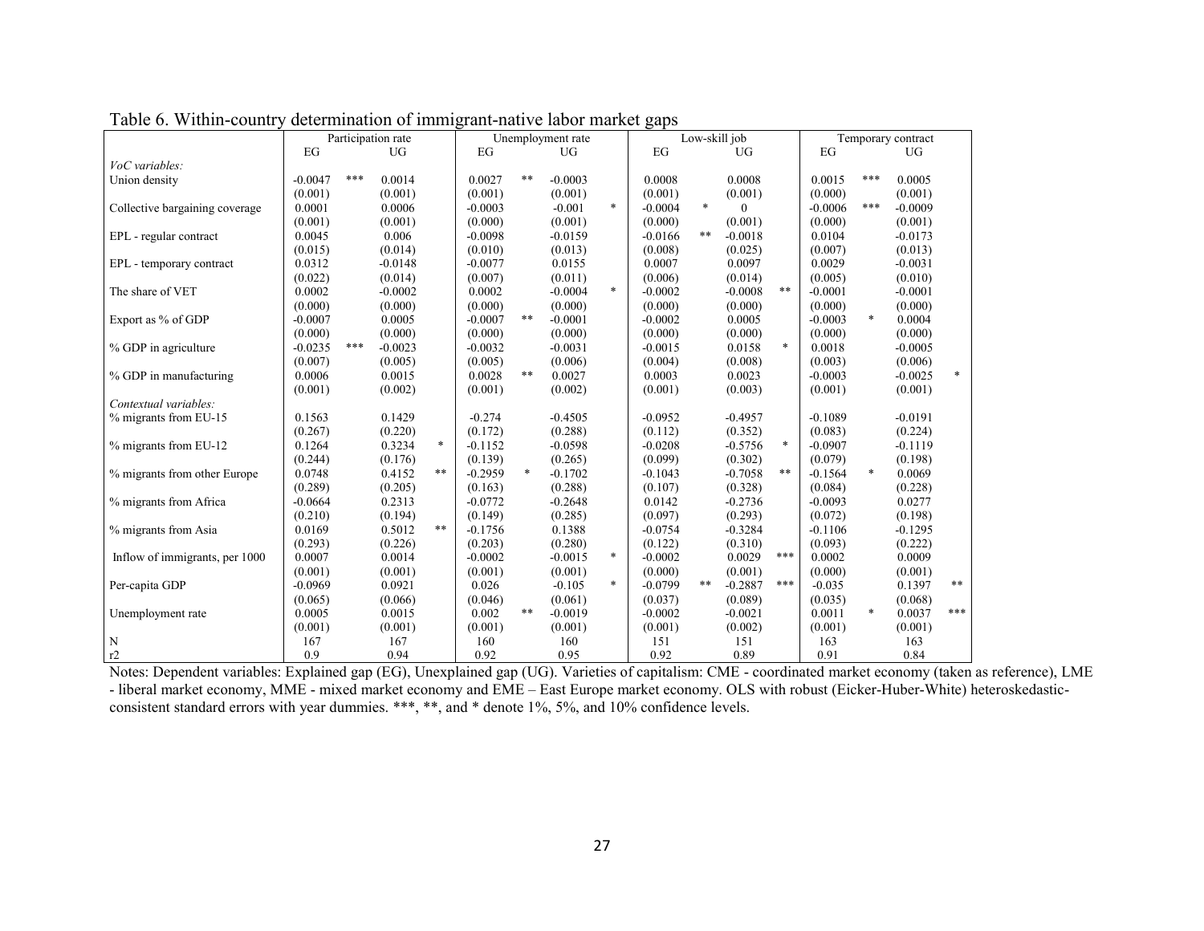Table 6. Within-country determination of immigrant-native labor market gaps

| | Participation rate | | | | Unemployment rate | | | | Low-skill job | | | | Temporary contract | | | |
|---|---|---|---|---|---|---|---|---|---|---|---|---|---|---|---|---|
| | EG | | UG | | EG | | UG | | EG | | UG | | EG | | UG | |
| *VoC variables:* | | | | | | | | | | | | | | | | |
| Union density | -0.0047 | *** | 0.0014 | | 0.0027 | ** | -0.0003 | | 0.0008 | | 0.0008 | | 0.0015 | *** | 0.0005 | |
| | (0.001) | | (0.001) | | (0.001) | | (0.001) | | (0.001) | | (0.001) | | (0.000) | | (0.001) | |
| Collective bargaining coverage | 0.0001 | | 0.0006 | | -0.0003 | | -0.001 | * | -0.0004 | * | 0 | | -0.0006 | *** | -0.0009 | |
| | (0.001) | | (0.001) | | (0.000) | | (0.001) | | (0.000) | | (0.001) | | (0.000) | | (0.001) | |
| EPL - regular contract | 0.0045 | | 0.006 | | -0.0098 | | -0.0159 | | -0.0166 | ** | -0.0018 | | 0.0104 | | -0.0173 | |
| | (0.015) | | (0.014) | | (0.010) | | (0.013) | | (0.008) | | (0.025) | | (0.007) | | (0.013) | |
| EPL - temporary contract | 0.0312 | | -0.0148 | | -0.0077 | | 0.0155 | | 0.0007 | | 0.0097 | | 0.0029 | | -0.0031 | |
| | (0.022) | | (0.014) | | (0.007) | | (0.011) | | (0.006) | | (0.014) | | (0.005) | | (0.010) | |
| The share of VET | 0.0002 | | -0.0002 | | 0.0002 | | -0.0004 | * | -0.0002 | | -0.0008 | ** | -0.0001 | | -0.0001 | |
| | (0.000) | | (0.000) | | (0.000) | | (0.000) | | (0.000) | | (0.000) | | (0.000) | | (0.000) | |
| Export as % of GDP | -0.0007 | | 0.0005 | | -0.0007 | ** | -0.0001 | | -0.0002 | | 0.0005 | | -0.0003 | * | 0.0004 | |
| | (0.000) | | (0.000) | | (0.000) | | (0.000) | | (0.000) | | (0.000) | | (0.000) | | (0.000) | |
| % GDP in agriculture | -0.0235 | *** | -0.0023 | | -0.0032 | | -0.0031 | | -0.0015 | | 0.0158 | * | 0.0018 | | -0.0005 | |
| | (0.007) | | (0.005) | | (0.005) | | (0.006) | | (0.004) | | (0.008) | | (0.003) | | (0.006) | |
| % GDP in manufacturing | 0.0006 | | 0.0015 | | 0.0028 | ** | 0.0027 | | 0.0003 | | 0.0023 | | -0.0003 | | -0.0025 | * |
| | (0.001) | | (0.002) | | (0.001) | | (0.002) | | (0.001) | | (0.003) | | (0.001) | | (0.001) | |
| *Contextual variables:* | | | | | | | | | | | | | | | | |
| % migrants from EU-15 | 0.1563 | | 0.1429 | | -0.274 | | -0.4505 | | -0.0952 | | -0.4957 | | -0.1089 | | -0.0191 | |
| | (0.267) | | (0.220) | | (0.172) | | (0.288) | | (0.112) | | (0.352) | | (0.083) | | (0.224) | |
| % migrants from EU-12 | 0.1264 | | 0.3234 | * | -0.1152 | | -0.0598 | | -0.0208 | | -0.5756 | * | -0.0907 | | -0.1119 | |
| | (0.244) | | (0.176) | | (0.139) | | (0.265) | | (0.099) | | (0.302) | | (0.079) | | (0.198) | |
| % migrants from other Europe | 0.0748 | | 0.4152 | ** | -0.2959 | * | -0.1702 | | -0.1043 | | -0.7058 | ** | -0.1564 | * | 0.0069 | |
| | (0.289) | | (0.205) | | (0.163) | | (0.288) | | (0.107) | | (0.328) | | (0.084) | | (0.228) | |
| % migrants from Africa | -0.0664 | | 0.2313 | | -0.0772 | | -0.2648 | | 0.0142 | | -0.2736 | | -0.0093 | | 0.0277 | |
| | (0.210) | | (0.194) | | (0.149) | | (0.285) | | (0.097) | | (0.293) | | (0.072) | | (0.198) | |
| % migrants from Asia | 0.0169 | | 0.5012 | ** | -0.1756 | | 0.1388 | | -0.0754 | | -0.3284 | | -0.1106 | | -0.1295 | |
| | (0.293) | | (0.226) | | (0.203) | | (0.280) | | (0.122) | | (0.310) | | (0.093) | | (0.222) | |
| Inflow of immigrants, per 1000 | 0.0007 | | 0.0014 | | -0.0002 | | -0.0015 | * | -0.0002 | | 0.0029 | *** | 0.0002 | | 0.0009 | |
| | (0.001) | | (0.001) | | (0.001) | | (0.001) | | (0.000) | | (0.001) | | (0.000) | | (0.001) | |
| Per-capita GDP | -0.0969 | | 0.0921 | | 0.026 | | -0.105 | * | -0.0799 | ** | -0.2887 | *** | -0.035 | | 0.1397 | ** |
| | (0.065) | | (0.066) | | (0.046) | | (0.061) | | (0.037) | | (0.089) | | (0.035) | | (0.068) | |
| Unemployment rate | 0.0005 | | 0.0015 | | 0.002 | ** | -0.0019 | | -0.0002 | | -0.0021 | | 0.0011 | * | 0.0037 | *** |
| | (0.001) | | (0.001) | | (0.001) | | (0.001) | | (0.001) | | (0.002) | | (0.001) | | (0.001) | |
| N | 167 | | 167 | | 160 | | 160 | | 151 | | 151 | | 163 | | 163 | |
| r2 | 0.9 | | 0.94 | | 0.92 | | 0.95 | | 0.92 | | 0.89 | | 0.91 | | 0.84 | |

Notes: Dependent variables: Explained gap (EG), Unexplained gap (UG). Varieties of capitalism: CME - coordinated market economy (taken as reference), LME - liberal market economy, MME - mixed market economy and EME – East Europe market economy. OLS with robust (Eicker-Huber-White) heteroskedastic-consistent standard errors with year dummies. ***, **, and * denote 1%, 5%, and 10% confidence levels.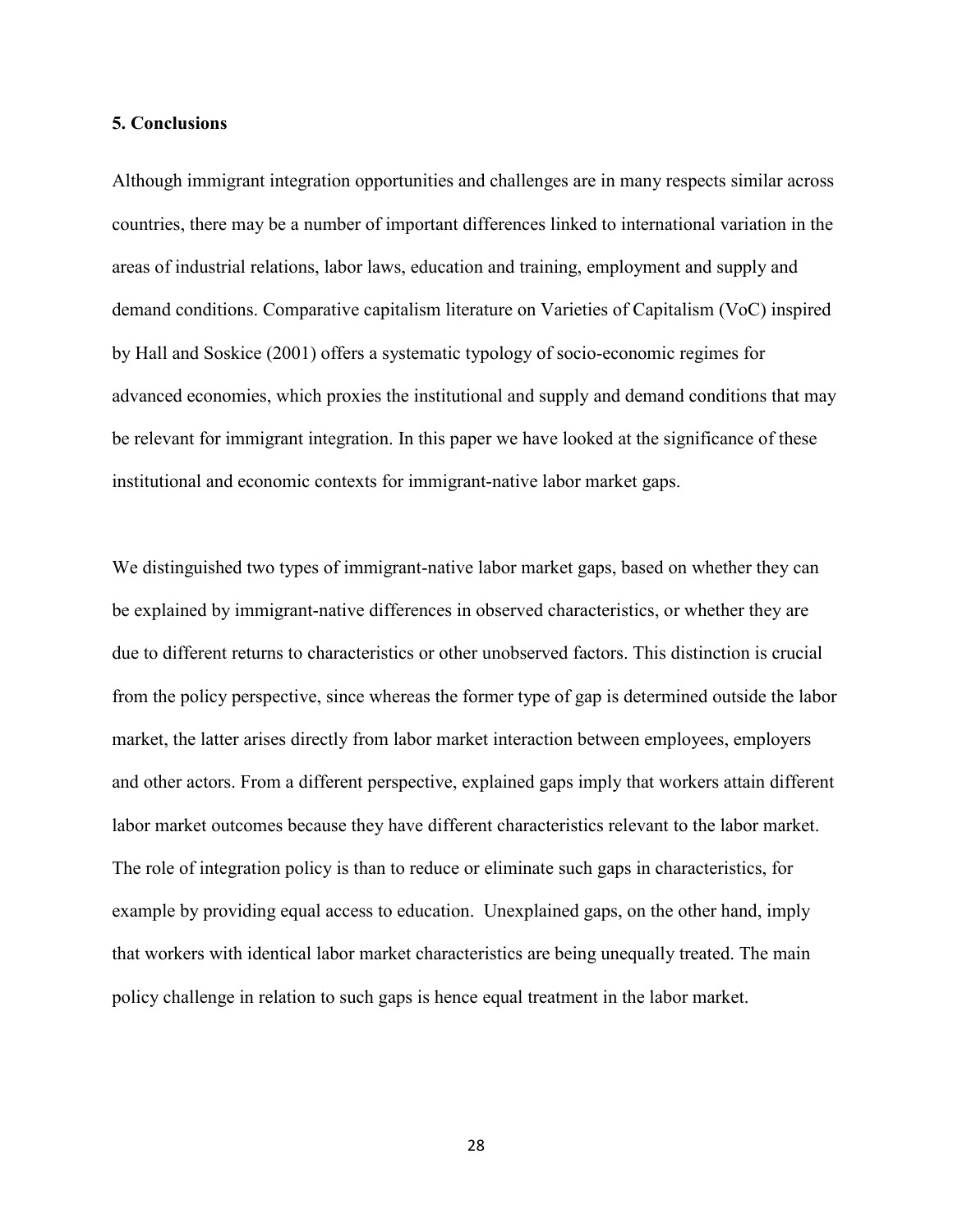## 5. Conclusions

Although immigrant integration opportunities and challenges are in many respects similar across countries, there may be a number of important differences linked to international variation in the areas of industrial relations, labor laws, education and training, employment and supply and demand conditions. Comparative capitalism literature on Varieties of Capitalism (VoC) inspired by Hall and Soskice (2001) offers a systematic typology of socio-economic regimes for advanced economies, which proxies the institutional and supply and demand conditions that may be relevant for immigrant integration. In this paper we have looked at the significance of these institutional and economic contexts for immigrant-native labor market gaps.

We distinguished two types of immigrant-native labor market gaps, based on whether they can be explained by immigrant-native differences in observed characteristics, or whether they are due to different returns to characteristics or other unobserved factors. This distinction is crucial from the policy perspective, since whereas the former type of gap is determined outside the labor market, the latter arises directly from labor market interaction between employees, employers and other actors. From a different perspective, explained gaps imply that workers attain different labor market outcomes because they have different characteristics relevant to the labor market. The role of integration policy is than to reduce or eliminate such gaps in characteristics, for example by providing equal access to education. Unexplained gaps, on the other hand, imply that workers with identical labor market characteristics are being unequally treated. The main policy challenge in relation to such gaps is hence equal treatment in the labor market.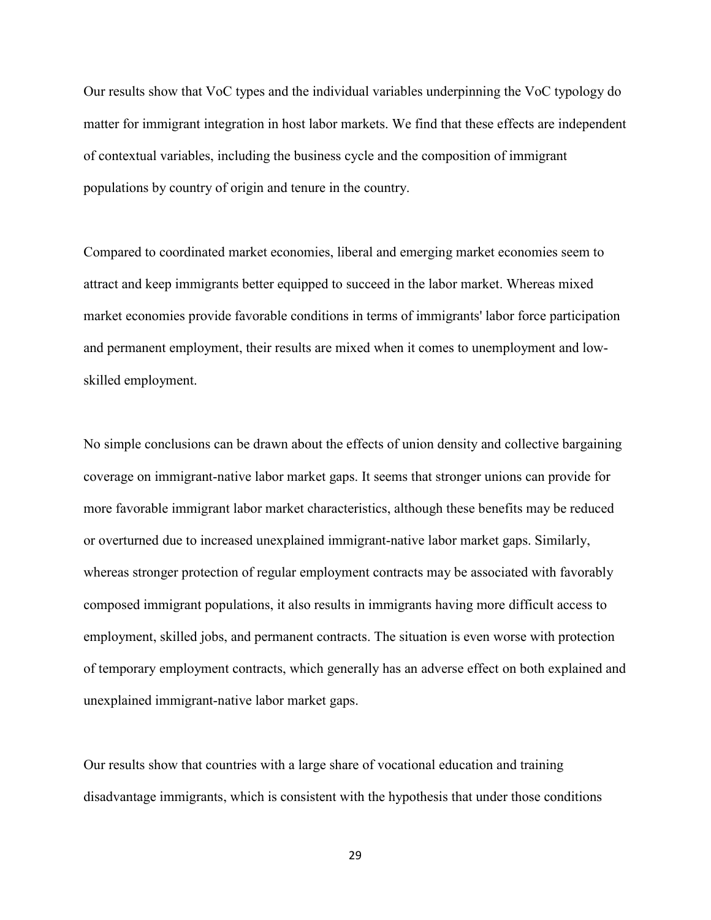Our results show that VoC types and the individual variables underpinning the VoC typology do matter for immigrant integration in host labor markets. We find that these effects are independent of contextual variables, including the business cycle and the composition of immigrant populations by country of origin and tenure in the country.

Compared to coordinated market economies, liberal and emerging market economies seem to attract and keep immigrants better equipped to succeed in the labor market. Whereas mixed market economies provide favorable conditions in terms of immigrants' labor force participation and permanent employment, their results are mixed when it comes to unemployment and low-skilled employment.

No simple conclusions can be drawn about the effects of union density and collective bargaining coverage on immigrant-native labor market gaps. It seems that stronger unions can provide for more favorable immigrant labor market characteristics, although these benefits may be reduced or overturned due to increased unexplained immigrant-native labor market gaps. Similarly, whereas stronger protection of regular employment contracts may be associated with favorably composed immigrant populations, it also results in immigrants having more difficult access to employment, skilled jobs, and permanent contracts. The situation is even worse with protection of temporary employment contracts, which generally has an adverse effect on both explained and unexplained immigrant-native labor market gaps.

Our results show that countries with a large share of vocational education and training disadvantage immigrants, which is consistent with the hypothesis that under those conditions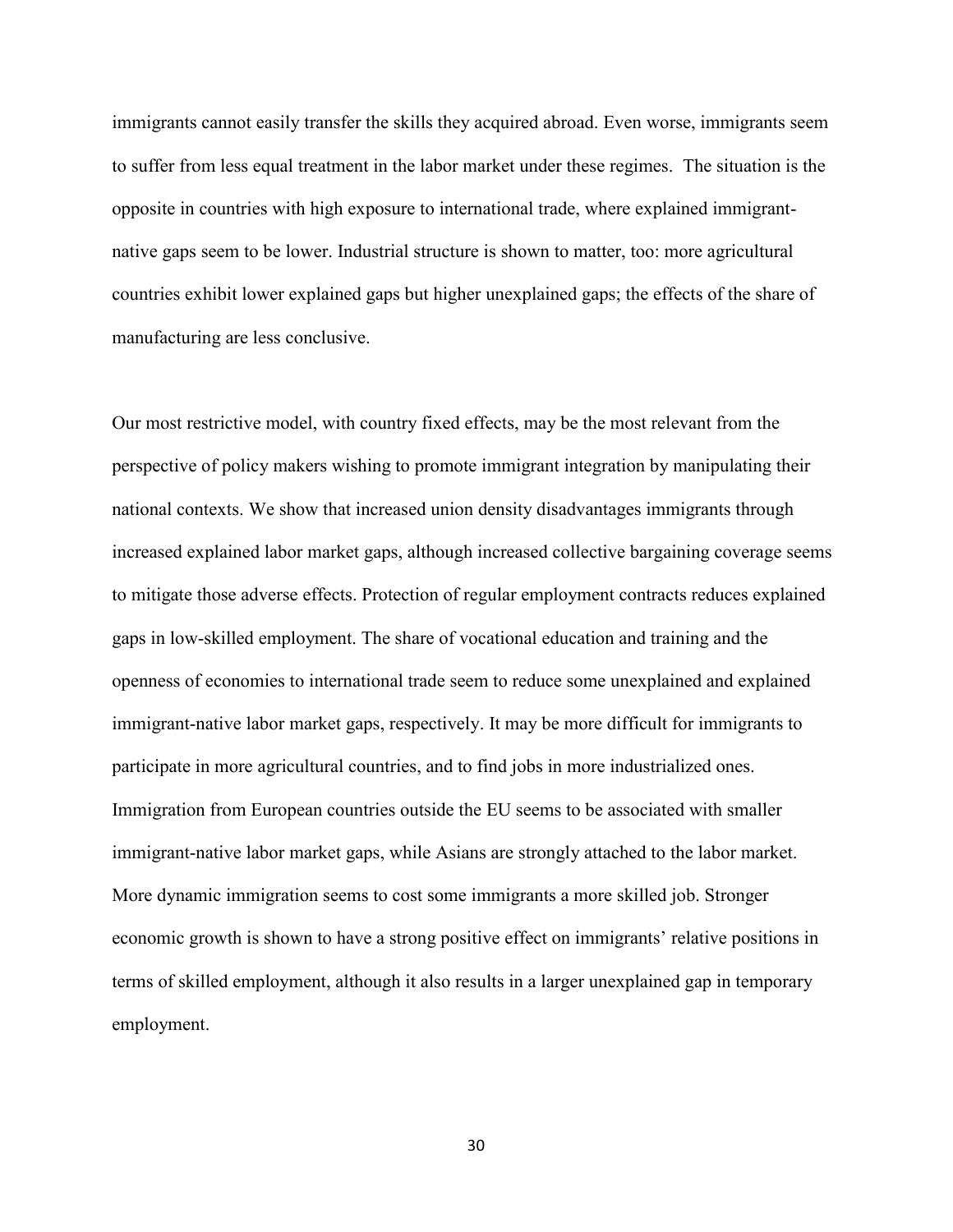immigrants cannot easily transfer the skills they acquired abroad. Even worse, immigrants seem to suffer from less equal treatment in the labor market under these regimes. The situation is the opposite in countries with high exposure to international trade, where explained immigrant-native gaps seem to be lower. Industrial structure is shown to matter, too: more agricultural countries exhibit lower explained gaps but higher unexplained gaps; the effects of the share of manufacturing are less conclusive.

Our most restrictive model, with country fixed effects, may be the most relevant from the perspective of policy makers wishing to promote immigrant integration by manipulating their national contexts. We show that increased union density disadvantages immigrants through increased explained labor market gaps, although increased collective bargaining coverage seems to mitigate those adverse effects. Protection of regular employment contracts reduces explained gaps in low-skilled employment. The share of vocational education and training and the openness of economies to international trade seem to reduce some unexplained and explained immigrant-native labor market gaps, respectively. It may be more difficult for immigrants to participate in more agricultural countries, and to find jobs in more industrialized ones. Immigration from European countries outside the EU seems to be associated with smaller immigrant-native labor market gaps, while Asians are strongly attached to the labor market. More dynamic immigration seems to cost some immigrants a more skilled job. Stronger economic growth is shown to have a strong positive effect on immigrants' relative positions in terms of skilled employment, although it also results in a larger unexplained gap in temporary employment.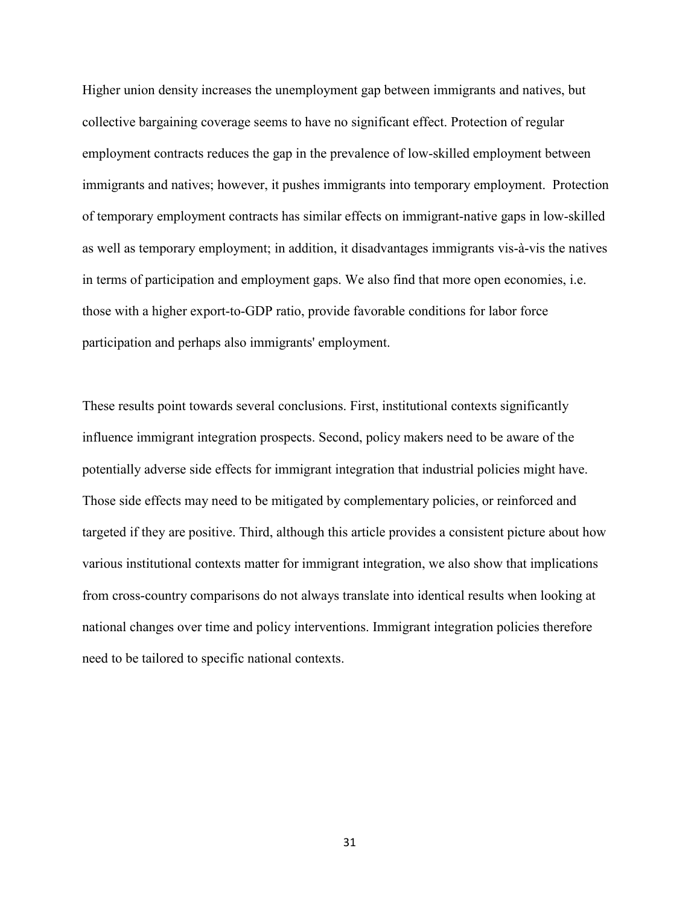Higher union density increases the unemployment gap between immigrants and natives, but collective bargaining coverage seems to have no significant effect. Protection of regular employment contracts reduces the gap in the prevalence of low-skilled employment between immigrants and natives; however, it pushes immigrants into temporary employment. Protection of temporary employment contracts has similar effects on immigrant-native gaps in low-skilled as well as temporary employment; in addition, it disadvantages immigrants vis-à-vis the natives in terms of participation and employment gaps. We also find that more open economies, i.e. those with a higher export-to-GDP ratio, provide favorable conditions for labor force participation and perhaps also immigrants' employment.

These results point towards several conclusions. First, institutional contexts significantly influence immigrant integration prospects. Second, policy makers need to be aware of the potentially adverse side effects for immigrant integration that industrial policies might have. Those side effects may need to be mitigated by complementary policies, or reinforced and targeted if they are positive. Third, although this article provides a consistent picture about how various institutional contexts matter for immigrant integration, we also show that implications from cross-country comparisons do not always translate into identical results when looking at national changes over time and policy interventions. Immigrant integration policies therefore need to be tailored to specific national contexts.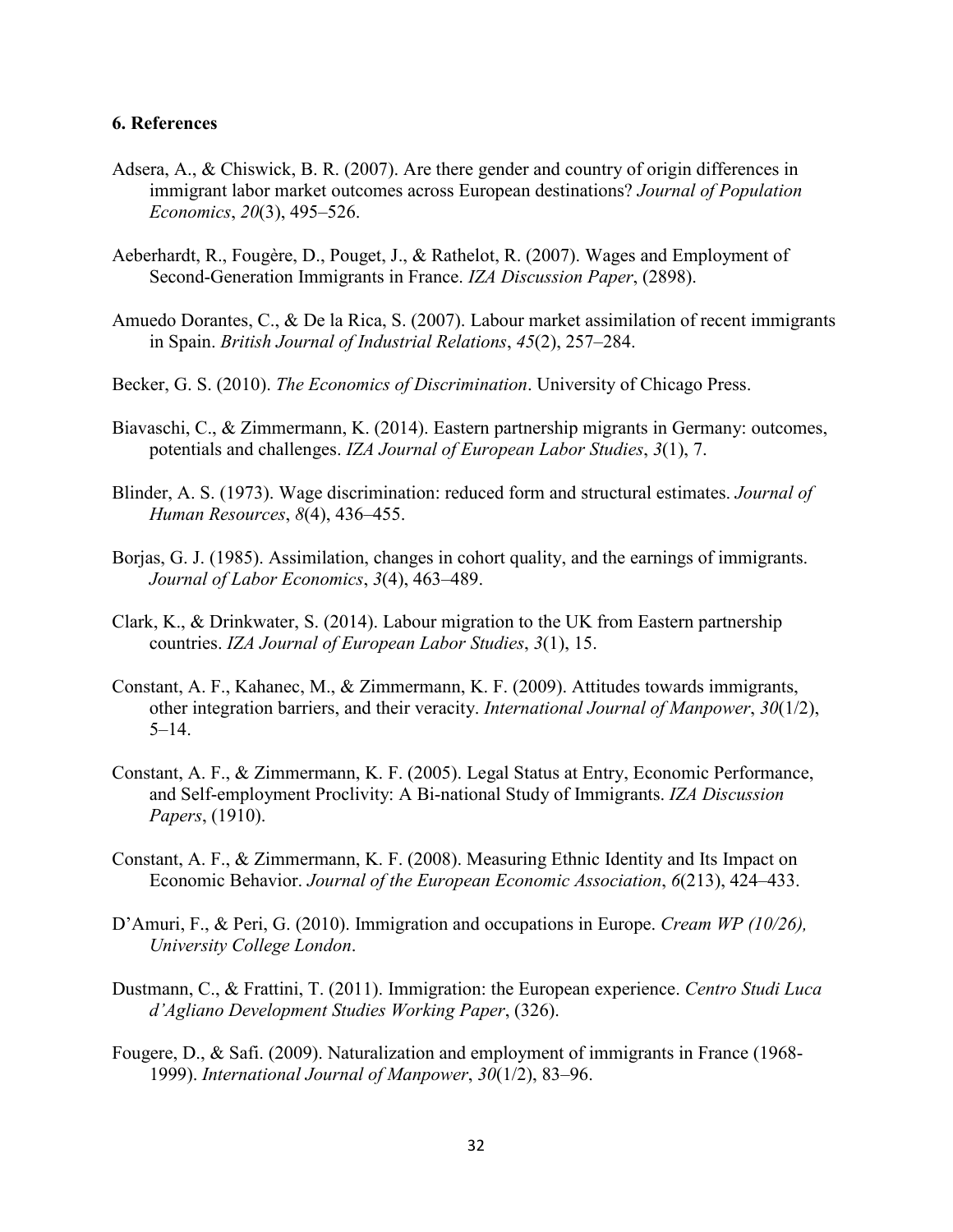## 6. References

Adsera, A., & Chiswick, B. R. (2007). Are there gender and country of origin differences in immigrant labor market outcomes across European destinations? *Journal of Population Economics*, *20*(3), 495–526.

Aeberhardt, R., Fougère, D., Pouget, J., & Rathelot, R. (2007). Wages and Employment of Second-Generation Immigrants in France. *IZA Discussion Paper*, (2898).

Amuedo Dorantes, C., & De la Rica, S. (2007). Labour market assimilation of recent immigrants in Spain. *British Journal of Industrial Relations*, *45*(2), 257–284.

Becker, G. S. (2010). *The Economics of Discrimination*. University of Chicago Press.

Biavaschi, C., & Zimmermann, K. (2014). Eastern partnership migrants in Germany: outcomes, potentials and challenges. *IZA Journal of European Labor Studies*, *3*(1), 7.

Blinder, A. S. (1973). Wage discrimination: reduced form and structural estimates. *Journal of Human Resources*, *8*(4), 436–455.

Borjas, G. J. (1985). Assimilation, changes in cohort quality, and the earnings of immigrants. *Journal of Labor Economics*, *3*(4), 463–489.

Clark, K., & Drinkwater, S. (2014). Labour migration to the UK from Eastern partnership countries. *IZA Journal of European Labor Studies*, *3*(1), 15.

Constant, A. F., Kahanec, M., & Zimmermann, K. F. (2009). Attitudes towards immigrants, other integration barriers, and their veracity. *International Journal of Manpower*, *30*(1/2), 5–14.

Constant, A. F., & Zimmermann, K. F. (2005). Legal Status at Entry, Economic Performance, and Self-employment Proclivity: A Bi-national Study of Immigrants. *IZA Discussion Papers*, (1910).

Constant, A. F., & Zimmermann, K. F. (2008). Measuring Ethnic Identity and Its Impact on Economic Behavior. *Journal of the European Economic Association*, *6*(213), 424–433.

D'Amuri, F., & Peri, G. (2010). Immigration and occupations in Europe. *Cream WP (10/26), University College London*.

Dustmann, C., & Frattini, T. (2011). Immigration: the European experience. *Centro Studi Luca d'Agliano Development Studies Working Paper*, (326).

Fougere, D., & Safi. (2009). Naturalization and employment of immigrants in France (1968-1999). *International Journal of Manpower*, *30*(1/2), 83–96.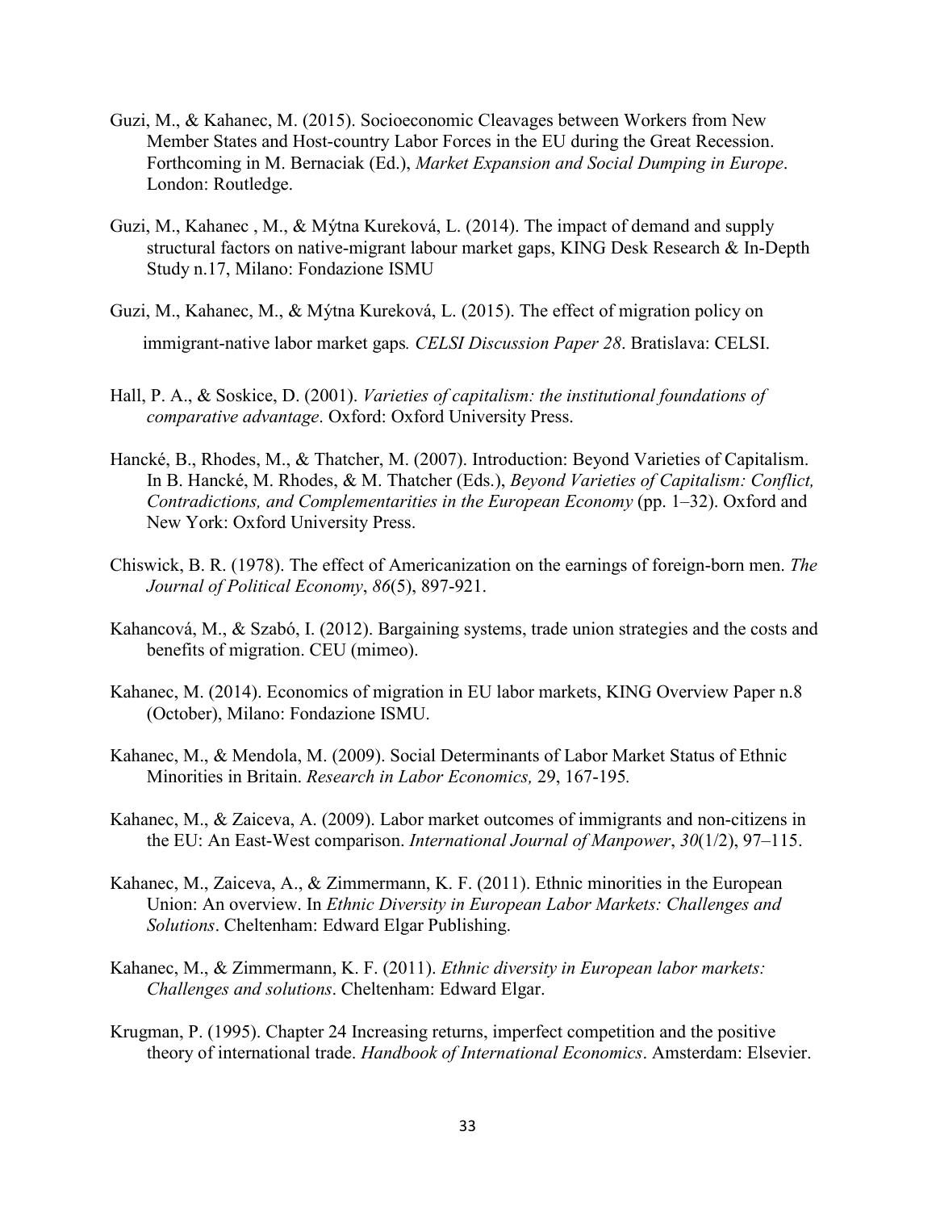Guzi, M., & Kahanec, M. (2015). Socioeconomic Cleavages between Workers from New Member States and Host-country Labor Forces in the EU during the Great Recession. Forthcoming in M. Bernaciak (Ed.), *Market Expansion and Social Dumping in Europe*. London: Routledge.

Guzi, M., Kahanec , M., & Mýtna Kureková, L. (2014). The impact of demand and supply structural factors on native-migrant labour market gaps, KING Desk Research & In-Depth Study n.17, Milano: Fondazione ISMU

Guzi, M., Kahanec, M., & Mýtna Kureková, L. (2015). The effect of migration policy on immigrant-native labor market gaps*. CELSI Discussion Paper 28*. Bratislava: CELSI.

Hall, P. A., & Soskice, D. (2001). *Varieties of capitalism: the institutional foundations of comparative advantage*. Oxford: Oxford University Press.

Hancké, B., Rhodes, M., & Thatcher, M. (2007). Introduction: Beyond Varieties of Capitalism. In B. Hancké, M. Rhodes, & M. Thatcher (Eds.), *Beyond Varieties of Capitalism: Conflict, Contradictions, and Complementarities in the European Economy* (pp. 1–32). Oxford and New York: Oxford University Press.

Chiswick, B. R. (1978). The effect of Americanization on the earnings of foreign-born men. *The Journal of Political Economy*, *86*(5), 897-921.

Kahancová, M., & Szabó, I. (2012). Bargaining systems, trade union strategies and the costs and benefits of migration. CEU (mimeo).

Kahanec, M. (2014). Economics of migration in EU labor markets, KING Overview Paper n.8 (October), Milano: Fondazione ISMU.

Kahanec, M., & Mendola, M. (2009). Social Determinants of Labor Market Status of Ethnic Minorities in Britain. *Research in Labor Economics,* 29, 167-195*.*

Kahanec, M., & Zaiceva, A. (2009). Labor market outcomes of immigrants and non-citizens in the EU: An East-West comparison. *International Journal of Manpower*, *30*(1/2), 97–115.

Kahanec, M., Zaiceva, A., & Zimmermann, K. F. (2011). Ethnic minorities in the European Union: An overview. In *Ethnic Diversity in European Labor Markets: Challenges and Solutions*. Cheltenham: Edward Elgar Publishing.

Kahanec, M., & Zimmermann, K. F. (2011). *Ethnic diversity in European labor markets: Challenges and solutions*. Cheltenham: Edward Elgar.

Krugman, P. (1995). Chapter 24 Increasing returns, imperfect competition and the positive theory of international trade. *Handbook of International Economics*. Amsterdam: Elsevier.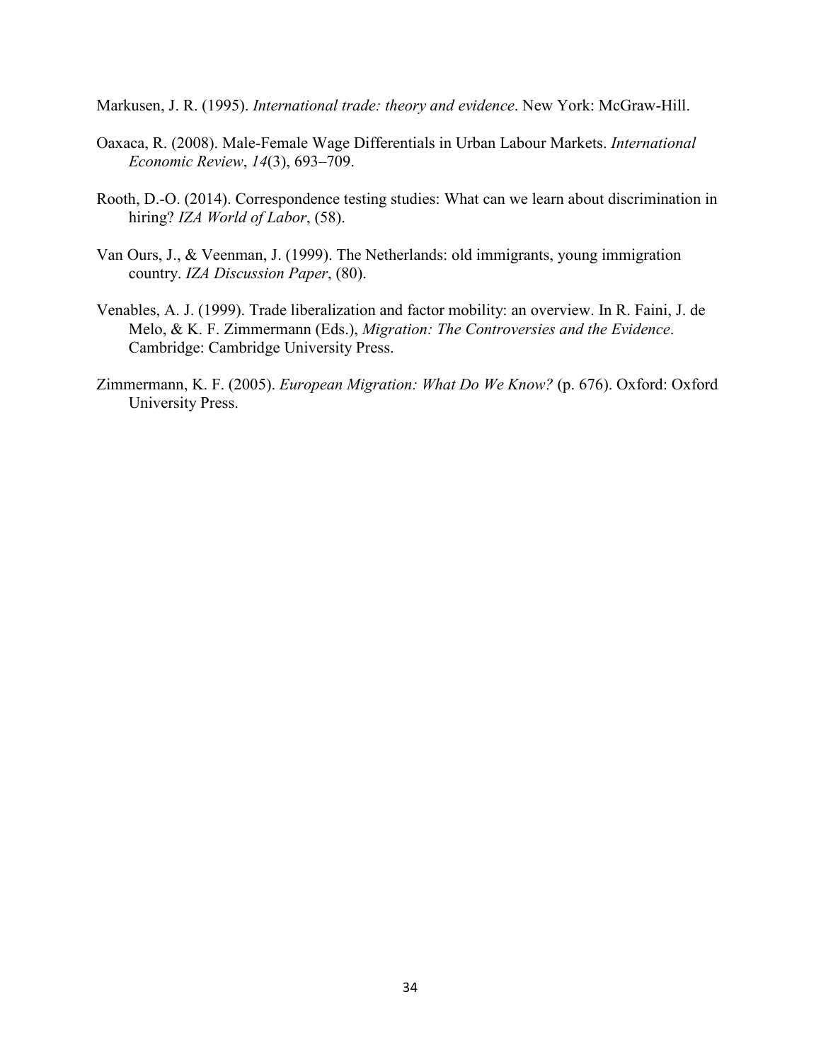Markusen, J. R. (1995). *International trade: theory and evidence*. New York: McGraw-Hill.

Oaxaca, R. (2008). Male-Female Wage Differentials in Urban Labour Markets. *International Economic Review*, *14*(3), 693–709.

Rooth, D.-O. (2014). Correspondence testing studies: What can we learn about discrimination in hiring? *IZA World of Labor*, (58).

Van Ours, J., & Veenman, J. (1999). The Netherlands: old immigrants, young immigration country. *IZA Discussion Paper*, (80).

Venables, A. J. (1999). Trade liberalization and factor mobility: an overview. In R. Faini, J. de Melo, & K. F. Zimmermann (Eds.), *Migration: The Controversies and the Evidence*. Cambridge: Cambridge University Press.

Zimmermann, K. F. (2005). *European Migration: What Do We Know?* (p. 676). Oxford: Oxford University Press.